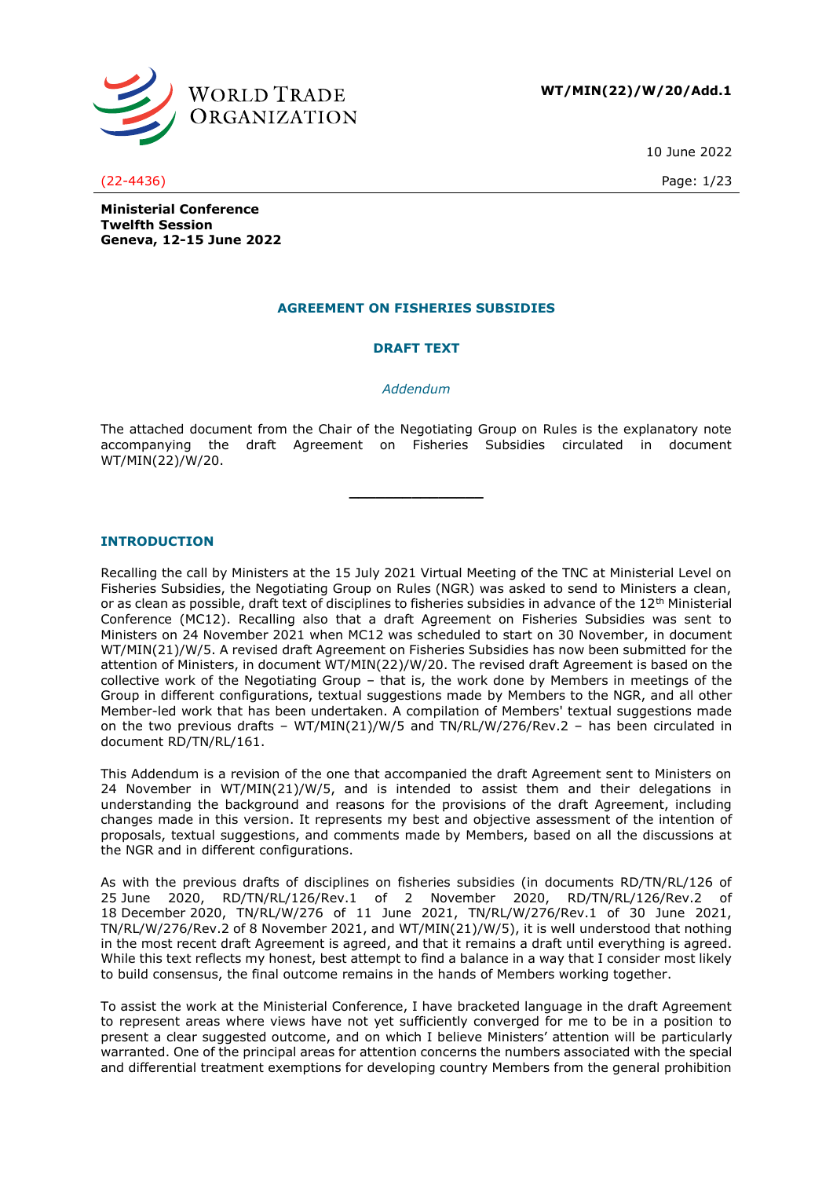**WT/MIN(22)/W/20/Add.1**

10 June 2022

(22-4436)

**Ministerial Conference**
**Twelfth Session**
**Geneva, 12-15 June 2022**

# AGREEMENT ON FISHERIES SUBSIDIES

## DRAFT TEXT

*Addendum*

The attached document from the Chair of the Negotiating Group on Rules is the explanatory note accompanying the draft Agreement on Fisheries Subsidies circulated in document WT/MIN(22)/W/20.

---

## INTRODUCTION

Recalling the call by Ministers at the 15 July 2021 Virtual Meeting of the TNC at Ministerial Level on Fisheries Subsidies, the Negotiating Group on Rules (NGR) was asked to send to Ministers a clean, or as clean as possible, draft text of disciplines to fisheries subsidies in advance of the 12th Ministerial Conference (MC12). Recalling also that a draft Agreement on Fisheries Subsidies was sent to Ministers on 24 November 2021 when MC12 was scheduled to start on 30 November, in document WT/MIN(21)/W/5. A revised draft Agreement on Fisheries Subsidies has now been submitted for the attention of Ministers, in document WT/MIN(22)/W/20. The revised draft Agreement is based on the collective work of the Negotiating Group – that is, the work done by Members in meetings of the Group in different configurations, textual suggestions made by Members to the NGR, and all other Member-led work that has been undertaken. A compilation of Members' textual suggestions made on the two previous drafts – WT/MIN(21)/W/5 and TN/RL/W/276/Rev.2 – has been circulated in document RD/TN/RL/161.

This Addendum is a revision of the one that accompanied the draft Agreement sent to Ministers on 24 November in WT/MIN(21)/W/5, and is intended to assist them and their delegations in understanding the background and reasons for the provisions of the draft Agreement, including changes made in this version. It represents my best and objective assessment of the intention of proposals, textual suggestions, and comments made by Members, based on all the discussions at the NGR and in different configurations.

As with the previous drafts of disciplines on fisheries subsidies (in documents RD/TN/RL/126 of 25 June 2020, RD/TN/RL/126/Rev.1 of 2 November 2020, RD/TN/RL/126/Rev.2 of 18 December 2020, TN/RL/W/276 of 11 June 2021, TN/RL/W/276/Rev.1 of 30 June 2021, TN/RL/W/276/Rev.2 of 8 November 2021, and WT/MIN(21)/W/5), it is well understood that nothing in the most recent draft Agreement is agreed, and that it remains a draft until everything is agreed. While this text reflects my honest, best attempt to find a balance in a way that I consider most likely to build consensus, the final outcome remains in the hands of Members working together.

To assist the work at the Ministerial Conference, I have bracketed language in the draft Agreement to represent areas where views have not yet sufficiently converged for me to be in a position to present a clear suggested outcome, and on which I believe Ministers' attention will be particularly warranted. One of the principal areas for attention concerns the numbers associated with the special and differential treatment exemptions for developing country Members from the general prohibition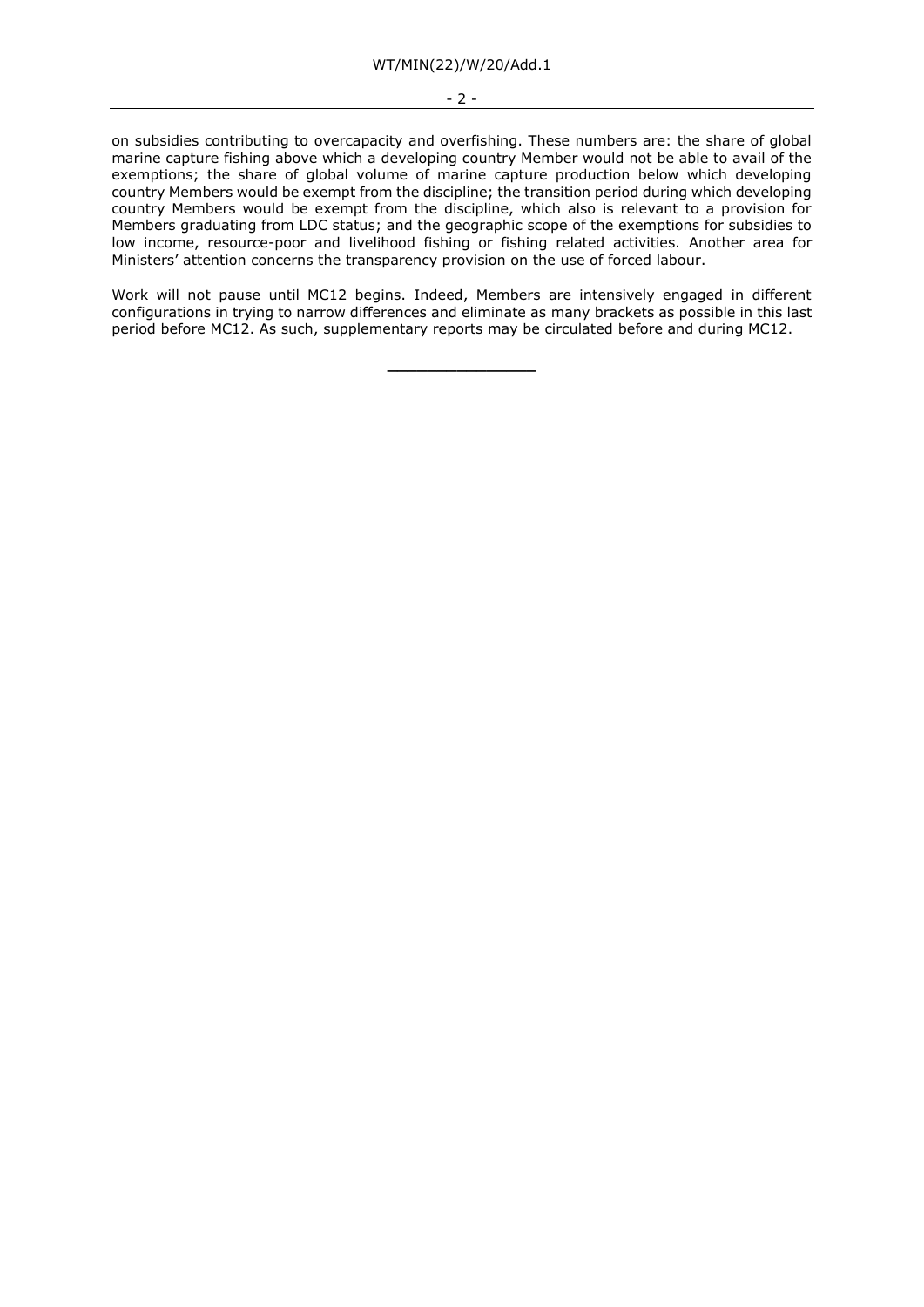on subsidies contributing to overcapacity and overfishing. These numbers are: the share of global marine capture fishing above which a developing country Member would not be able to avail of the exemptions; the share of global volume of marine capture production below which developing country Members would be exempt from the discipline; the transition period during which developing country Members would be exempt from the discipline, which also is relevant to a provision for Members graduating from LDC status; and the geographic scope of the exemptions for subsidies to low income, resource-poor and livelihood fishing or fishing related activities. Another area for Ministers' attention concerns the transparency provision on the use of forced labour.

Work will not pause until MC12 begins. Indeed, Members are intensively engaged in different configurations in trying to narrow differences and eliminate as many brackets as possible in this last period before MC12. As such, supplementary reports may be circulated before and during MC12.

__________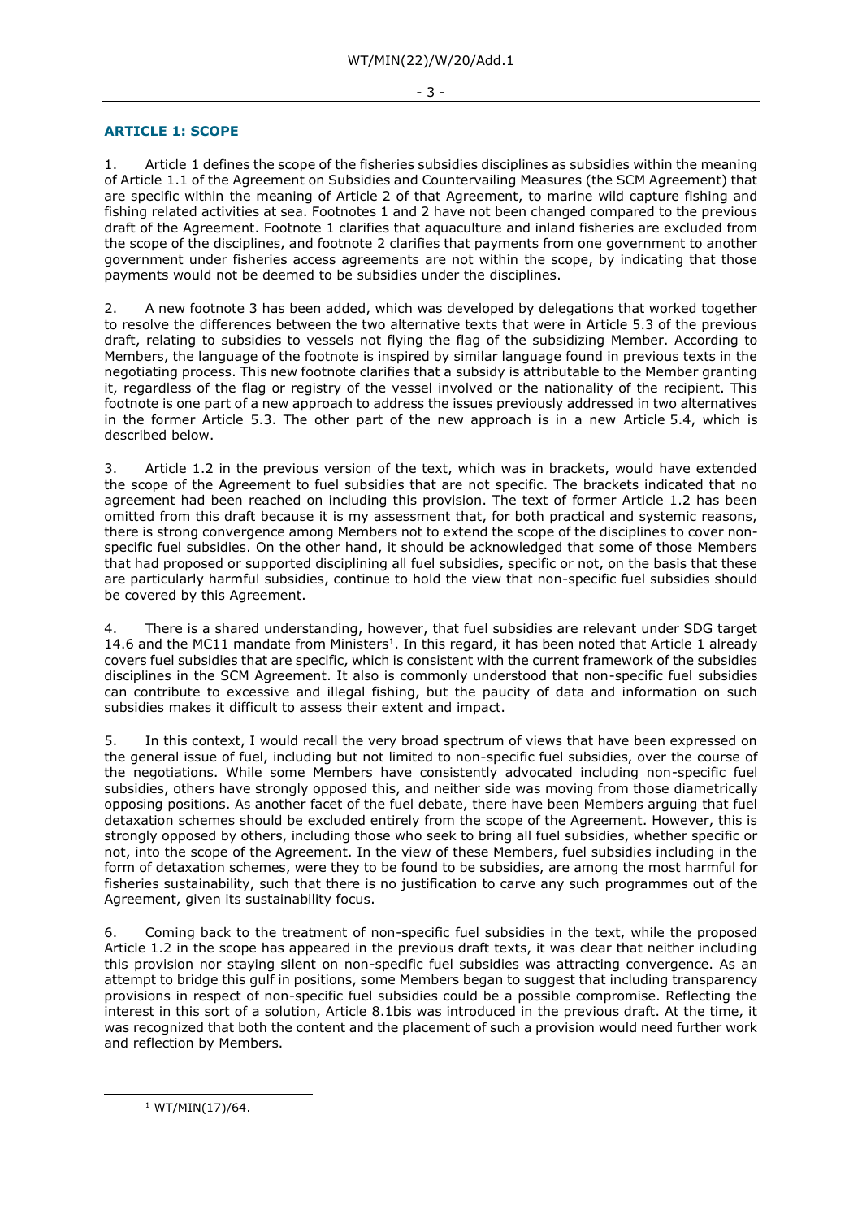## ARTICLE 1: SCOPE

1. Article 1 defines the scope of the fisheries subsidies disciplines as subsidies within the meaning of Article 1.1 of the Agreement on Subsidies and Countervailing Measures (the SCM Agreement) that are specific within the meaning of Article 2 of that Agreement, to marine wild capture fishing and fishing related activities at sea. Footnotes 1 and 2 have not been changed compared to the previous draft of the Agreement. Footnote 1 clarifies that aquaculture and inland fisheries are excluded from the scope of the disciplines, and footnote 2 clarifies that payments from one government to another government under fisheries access agreements are not within the scope, by indicating that those payments would not be deemed to be subsidies under the disciplines.

2. A new footnote 3 has been added, which was developed by delegations that worked together to resolve the differences between the two alternative texts that were in Article 5.3 of the previous draft, relating to subsidies to vessels not flying the flag of the subsidizing Member. According to Members, the language of the footnote is inspired by similar language found in previous texts in the negotiating process. This new footnote clarifies that a subsidy is attributable to the Member granting it, regardless of the flag or registry of the vessel involved or the nationality of the recipient. This footnote is one part of a new approach to address the issues previously addressed in two alternatives in the former Article 5.3. The other part of the new approach is in a new Article 5.4, which is described below.

3. Article 1.2 in the previous version of the text, which was in brackets, would have extended the scope of the Agreement to fuel subsidies that are not specific. The brackets indicated that no agreement had been reached on including this provision. The text of former Article 1.2 has been omitted from this draft because it is my assessment that, for both practical and systemic reasons, there is strong convergence among Members not to extend the scope of the disciplines to cover non-specific fuel subsidies. On the other hand, it should be acknowledged that some of those Members that had proposed or supported disciplining all fuel subsidies, specific or not, on the basis that these are particularly harmful subsidies, continue to hold the view that non-specific fuel subsidies should be covered by this Agreement.

4. There is a shared understanding, however, that fuel subsidies are relevant under SDG target 14.6 and the MC11 mandate from Ministers[1]. In this regard, it has been noted that Article 1 already covers fuel subsidies that are specific, which is consistent with the current framework of the subsidies disciplines in the SCM Agreement. It also is commonly understood that non-specific fuel subsidies can contribute to excessive and illegal fishing, but the paucity of data and information on such subsidies makes it difficult to assess their extent and impact.

5. In this context, I would recall the very broad spectrum of views that have been expressed on the general issue of fuel, including but not limited to non-specific fuel subsidies, over the course of the negotiations. While some Members have consistently advocated including non-specific fuel subsidies, others have strongly opposed this, and neither side was moving from those diametrically opposing positions. As another facet of the fuel debate, there have been Members arguing that fuel detaxation schemes should be excluded entirely from the scope of the Agreement. However, this is strongly opposed by others, including those who seek to bring all fuel subsidies, whether specific or not, into the scope of the Agreement. In the view of these Members, fuel subsidies including in the form of detaxation schemes, were they to be found to be subsidies, are among the most harmful for fisheries sustainability, such that there is no justification to carve any such programmes out of the Agreement, given its sustainability focus.

6. Coming back to the treatment of non-specific fuel subsidies in the text, while the proposed Article 1.2 in the scope has appeared in the previous draft texts, it was clear that neither including this provision nor staying silent on non-specific fuel subsidies was attracting convergence. As an attempt to bridge this gulf in positions, some Members began to suggest that including transparency provisions in respect of non-specific fuel subsidies could be a possible compromise. Reflecting the interest in this sort of a solution, Article 8.1bis was introduced in the previous draft. At the time, it was recognized that both the content and the placement of such a provision would need further work and reflection by Members.

[1] WT/MIN(17)/64.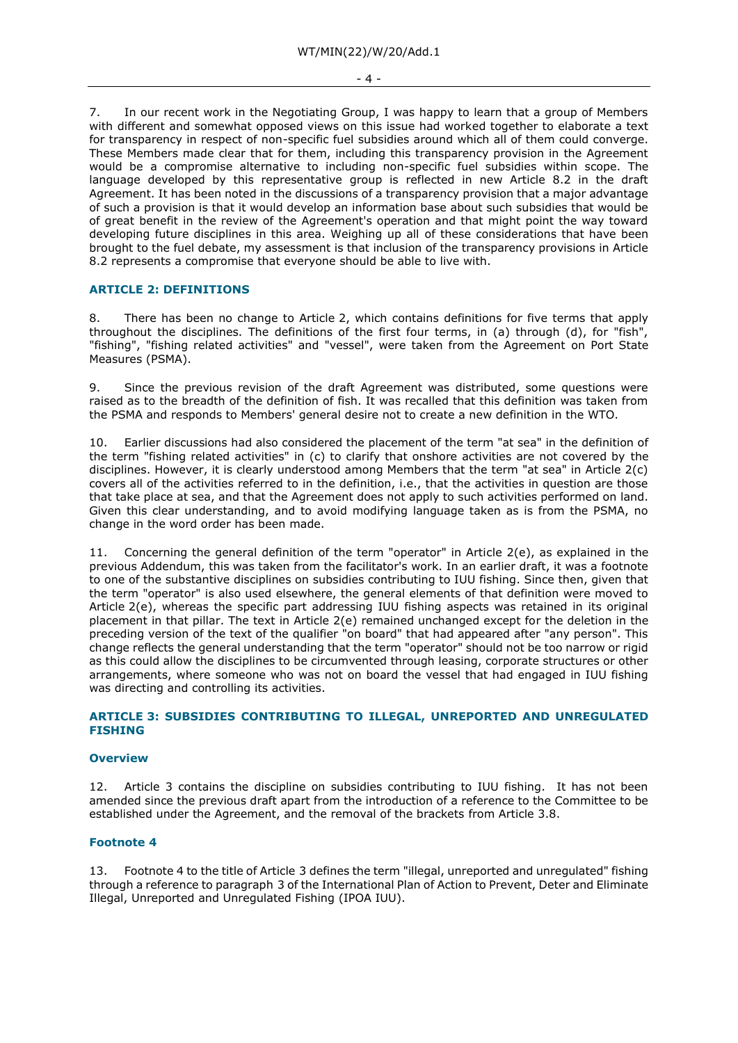7. In our recent work in the Negotiating Group, I was happy to learn that a group of Members with different and somewhat opposed views on this issue had worked together to elaborate a text for transparency in respect of non-specific fuel subsidies around which all of them could converge. These Members made clear that for them, including this transparency provision in the Agreement would be a compromise alternative to including non-specific fuel subsidies within scope. The language developed by this representative group is reflected in new Article 8.2 in the draft Agreement. It has been noted in the discussions of a transparency provision that a major advantage of such a provision is that it would develop an information base about such subsidies that would be of great benefit in the review of the Agreement's operation and that might point the way toward developing future disciplines in this area. Weighing up all of these considerations that have been brought to the fuel debate, my assessment is that inclusion of the transparency provisions in Article 8.2 represents a compromise that everyone should be able to live with.

### ARTICLE 2: DEFINITIONS

8. There has been no change to Article 2, which contains definitions for five terms that apply throughout the disciplines. The definitions of the first four terms, in (a) through (d), for "fish", "fishing", "fishing related activities" and "vessel", were taken from the Agreement on Port State Measures (PSMA).

9. Since the previous revision of the draft Agreement was distributed, some questions were raised as to the breadth of the definition of fish. It was recalled that this definition was taken from the PSMA and responds to Members' general desire not to create a new definition in the WTO.

10. Earlier discussions had also considered the placement of the term "at sea" in the definition of the term "fishing related activities" in (c) to clarify that onshore activities are not covered by the disciplines. However, it is clearly understood among Members that the term "at sea" in Article 2(c) covers all of the activities referred to in the definition, i.e., that the activities in question are those that take place at sea, and that the Agreement does not apply to such activities performed on land. Given this clear understanding, and to avoid modifying language taken as is from the PSMA, no change in the word order has been made.

11. Concerning the general definition of the term "operator" in Article 2(e), as explained in the previous Addendum, this was taken from the facilitator's work. In an earlier draft, it was a footnote to one of the substantive disciplines on subsidies contributing to IUU fishing. Since then, given that the term "operator" is also used elsewhere, the general elements of that definition were moved to Article 2(e), whereas the specific part addressing IUU fishing aspects was retained in its original placement in that pillar. The text in Article 2(e) remained unchanged except for the deletion in the preceding version of the text of the qualifier "on board" that had appeared after "any person". This change reflects the general understanding that the term "operator" should not be too narrow or rigid as this could allow the disciplines to be circumvented through leasing, corporate structures or other arrangements, where someone who was not on board the vessel that had engaged in IUU fishing was directing and controlling its activities.

### ARTICLE 3: SUBSIDIES CONTRIBUTING TO ILLEGAL, UNREPORTED AND UNREGULATED FISHING

#### Overview

12. Article 3 contains the discipline on subsidies contributing to IUU fishing. It has not been amended since the previous draft apart from the introduction of a reference to the Committee to be established under the Agreement, and the removal of the brackets from Article 3.8.

#### Footnote 4

13. Footnote 4 to the title of Article 3 defines the term "illegal, unreported and unregulated" fishing through a reference to paragraph 3 of the International Plan of Action to Prevent, Deter and Eliminate Illegal, Unreported and Unregulated Fishing (IPOA IUU).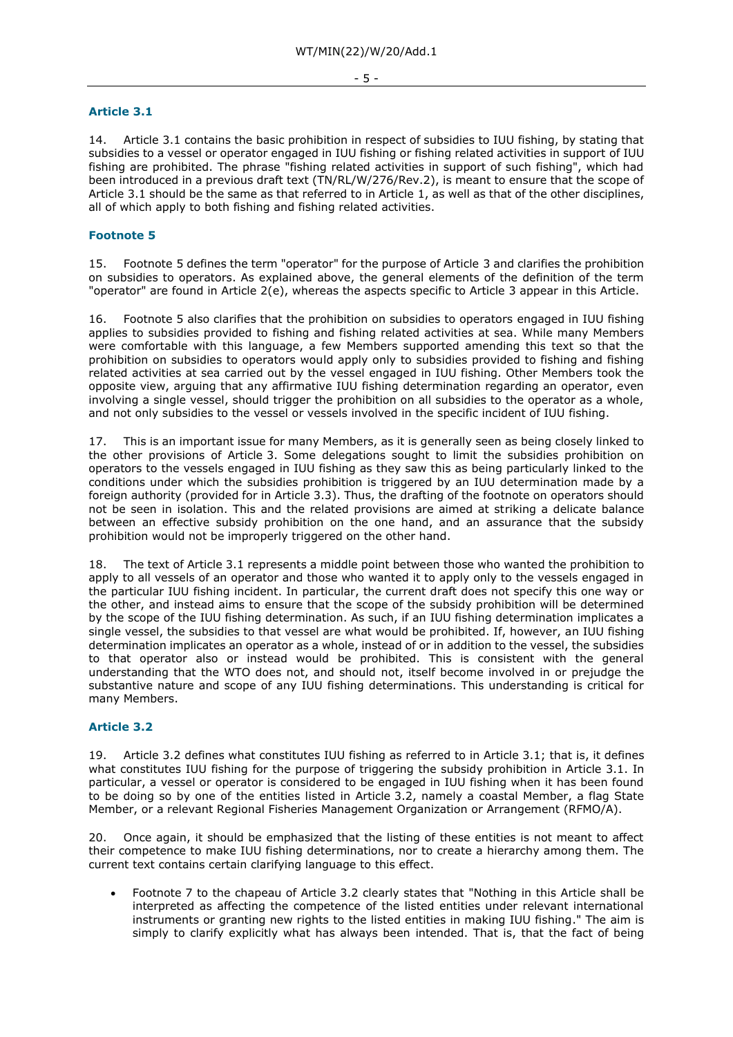### Article 3.1

14. Article 3.1 contains the basic prohibition in respect of subsidies to IUU fishing, by stating that subsidies to a vessel or operator engaged in IUU fishing or fishing related activities in support of IUU fishing are prohibited. The phrase "fishing related activities in support of such fishing", which had been introduced in a previous draft text (TN/RL/W/276/Rev.2), is meant to ensure that the scope of Article 3.1 should be the same as that referred to in Article 1, as well as that of the other disciplines, all of which apply to both fishing and fishing related activities.

### Footnote 5

15. Footnote 5 defines the term "operator" for the purpose of Article 3 and clarifies the prohibition on subsidies to operators. As explained above, the general elements of the definition of the term "operator" are found in Article 2(e), whereas the aspects specific to Article 3 appear in this Article.

16. Footnote 5 also clarifies that the prohibition on subsidies to operators engaged in IUU fishing applies to subsidies provided to fishing and fishing related activities at sea. While many Members were comfortable with this language, a few Members supported amending this text so that the prohibition on subsidies to operators would apply only to subsidies provided to fishing and fishing related activities at sea carried out by the vessel engaged in IUU fishing. Other Members took the opposite view, arguing that any affirmative IUU fishing determination regarding an operator, even involving a single vessel, should trigger the prohibition on all subsidies to the operator as a whole, and not only subsidies to the vessel or vessels involved in the specific incident of IUU fishing.

17. This is an important issue for many Members, as it is generally seen as being closely linked to the other provisions of Article 3. Some delegations sought to limit the subsidies prohibition on operators to the vessels engaged in IUU fishing as they saw this as being particularly linked to the conditions under which the subsidies prohibition is triggered by an IUU determination made by a foreign authority (provided for in Article 3.3). Thus, the drafting of the footnote on operators should not be seen in isolation. This and the related provisions are aimed at striking a delicate balance between an effective subsidy prohibition on the one hand, and an assurance that the subsidy prohibition would not be improperly triggered on the other hand.

18. The text of Article 3.1 represents a middle point between those who wanted the prohibition to apply to all vessels of an operator and those who wanted it to apply only to the vessels engaged in the particular IUU fishing incident. In particular, the current draft does not specify this one way or the other, and instead aims to ensure that the scope of the subsidy prohibition will be determined by the scope of the IUU fishing determination. As such, if an IUU fishing determination implicates a single vessel, the subsidies to that vessel are what would be prohibited. If, however, an IUU fishing determination implicates an operator as a whole, instead of or in addition to the vessel, the subsidies to that operator also or instead would be prohibited. This is consistent with the general understanding that the WTO does not, and should not, itself become involved in or prejudge the substantive nature and scope of any IUU fishing determinations. This understanding is critical for many Members.

### Article 3.2

19. Article 3.2 defines what constitutes IUU fishing as referred to in Article 3.1; that is, it defines what constitutes IUU fishing for the purpose of triggering the subsidy prohibition in Article 3.1. In particular, a vessel or operator is considered to be engaged in IUU fishing when it has been found to be doing so by one of the entities listed in Article 3.2, namely a coastal Member, a flag State Member, or a relevant Regional Fisheries Management Organization or Arrangement (RFMO/A).

20. Once again, it should be emphasized that the listing of these entities is not meant to affect their competence to make IUU fishing determinations, nor to create a hierarchy among them. The current text contains certain clarifying language to this effect.

- Footnote 7 to the chapeau of Article 3.2 clearly states that "Nothing in this Article shall be interpreted as affecting the competence of the listed entities under relevant international instruments or granting new rights to the listed entities in making IUU fishing." The aim is simply to clarify explicitly what has always been intended. That is, that the fact of being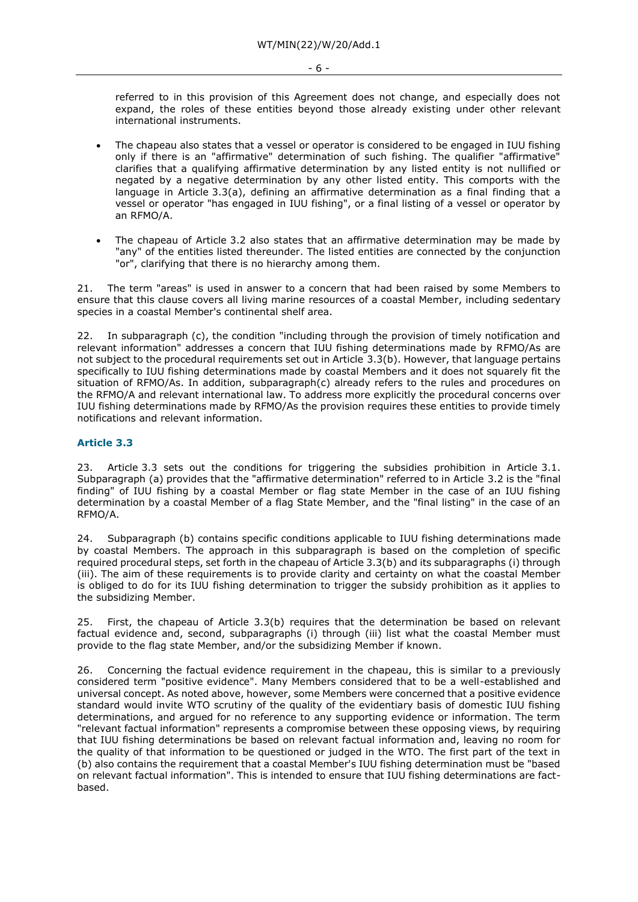referred to in this provision of this Agreement does not change, and especially does not expand, the roles of these entities beyond those already existing under other relevant international instruments.

- The chapeau also states that a vessel or operator is considered to be engaged in IUU fishing only if there is an "affirmative" determination of such fishing. The qualifier "affirmative" clarifies that a qualifying affirmative determination by any listed entity is not nullified or negated by a negative determination by any other listed entity. This comports with the language in Article 3.3(a), defining an affirmative determination as a final finding that a vessel or operator "has engaged in IUU fishing", or a final listing of a vessel or operator by an RFMO/A.

- The chapeau of Article 3.2 also states that an affirmative determination may be made by "any" of the entities listed thereunder. The listed entities are connected by the conjunction "or", clarifying that there is no hierarchy among them.

21. The term "areas" is used in answer to a concern that had been raised by some Members to ensure that this clause covers all living marine resources of a coastal Member, including sedentary species in a coastal Member's continental shelf area.

22. In subparagraph (c), the condition "including through the provision of timely notification and relevant information" addresses a concern that IUU fishing determinations made by RFMO/As are not subject to the procedural requirements set out in Article 3.3(b). However, that language pertains specifically to IUU fishing determinations made by coastal Members and it does not squarely fit the situation of RFMO/As. In addition, subparagraph(c) already refers to the rules and procedures on the RFMO/A and relevant international law. To address more explicitly the procedural concerns over IUU fishing determinations made by RFMO/As the provision requires these entities to provide timely notifications and relevant information.

### Article 3.3

23. Article 3.3 sets out the conditions for triggering the subsidies prohibition in Article 3.1. Subparagraph (a) provides that the "affirmative determination" referred to in Article 3.2 is the "final finding" of IUU fishing by a coastal Member or flag state Member in the case of an IUU fishing determination by a coastal Member of a flag State Member, and the "final listing" in the case of an RFMO/A.

24. Subparagraph (b) contains specific conditions applicable to IUU fishing determinations made by coastal Members. The approach in this subparagraph is based on the completion of specific required procedural steps, set forth in the chapeau of Article 3.3(b) and its subparagraphs (i) through (iii). The aim of these requirements is to provide clarity and certainty on what the coastal Member is obliged to do for its IUU fishing determination to trigger the subsidy prohibition as it applies to the subsidizing Member.

25. First, the chapeau of Article 3.3(b) requires that the determination be based on relevant factual evidence and, second, subparagraphs (i) through (iii) list what the coastal Member must provide to the flag state Member, and/or the subsidizing Member if known.

26. Concerning the factual evidence requirement in the chapeau, this is similar to a previously considered term "positive evidence". Many Members considered that to be a well-established and universal concept. As noted above, however, some Members were concerned that a positive evidence standard would invite WTO scrutiny of the quality of the evidentiary basis of domestic IUU fishing determinations, and argued for no reference to any supporting evidence or information. The term "relevant factual information" represents a compromise between these opposing views, by requiring that IUU fishing determinations be based on relevant factual information and, leaving no room for the quality of that information to be questioned or judged in the WTO. The first part of the text in (b) also contains the requirement that a coastal Member's IUU fishing determination must be "based on relevant factual information". This is intended to ensure that IUU fishing determinations are fact-based.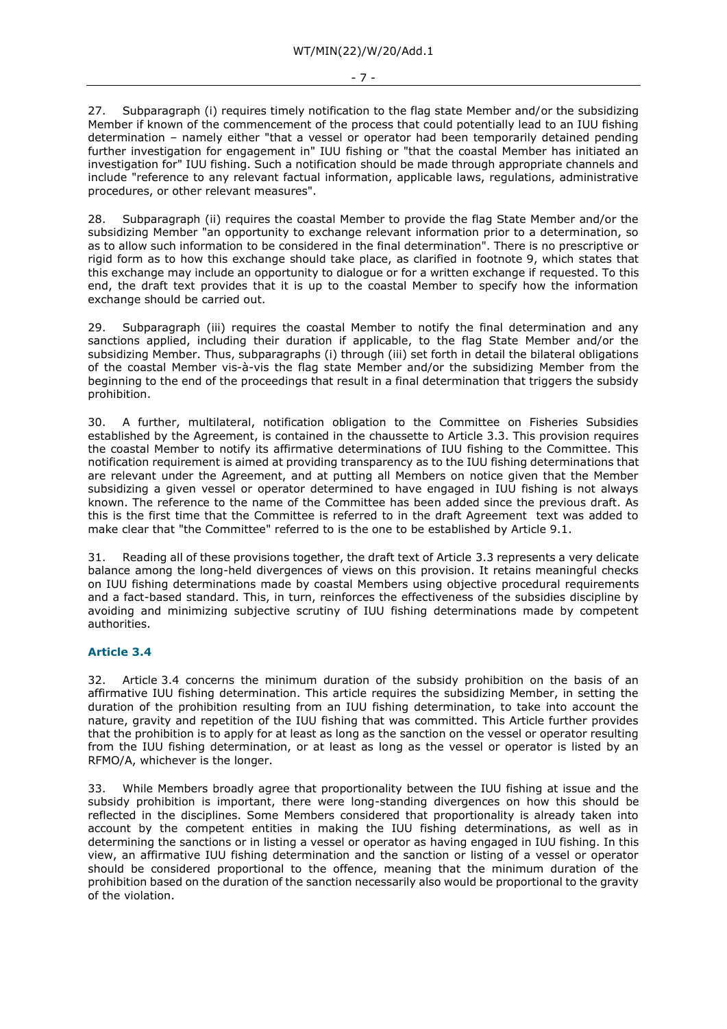27. Subparagraph (i) requires timely notification to the flag state Member and/or the subsidizing Member if known of the commencement of the process that could potentially lead to an IUU fishing determination – namely either "that a vessel or operator had been temporarily detained pending further investigation for engagement in" IUU fishing or "that the coastal Member has initiated an investigation for" IUU fishing. Such a notification should be made through appropriate channels and include "reference to any relevant factual information, applicable laws, regulations, administrative procedures, or other relevant measures".

28. Subparagraph (ii) requires the coastal Member to provide the flag State Member and/or the subsidizing Member "an opportunity to exchange relevant information prior to a determination, so as to allow such information to be considered in the final determination". There is no prescriptive or rigid form as to how this exchange should take place, as clarified in footnote 9, which states that this exchange may include an opportunity to dialogue or for a written exchange if requested. To this end, the draft text provides that it is up to the coastal Member to specify how the information exchange should be carried out.

29. Subparagraph (iii) requires the coastal Member to notify the final determination and any sanctions applied, including their duration if applicable, to the flag State Member and/or the subsidizing Member. Thus, subparagraphs (i) through (iii) set forth in detail the bilateral obligations of the coastal Member vis-à-vis the flag state Member and/or the subsidizing Member from the beginning to the end of the proceedings that result in a final determination that triggers the subsidy prohibition.

30. A further, multilateral, notification obligation to the Committee on Fisheries Subsidies established by the Agreement, is contained in the chaussette to Article 3.3. This provision requires the coastal Member to notify its affirmative determinations of IUU fishing to the Committee. This notification requirement is aimed at providing transparency as to the IUU fishing determinations that are relevant under the Agreement, and at putting all Members on notice given that the Member subsidizing a given vessel or operator determined to have engaged in IUU fishing is not always known. The reference to the name of the Committee has been added since the previous draft. As this is the first time that the Committee is referred to in the draft Agreement text was added to make clear that "the Committee" referred to is the one to be established by Article 9.1.

31. Reading all of these provisions together, the draft text of Article 3.3 represents a very delicate balance among the long-held divergences of views on this provision. It retains meaningful checks on IUU fishing determinations made by coastal Members using objective procedural requirements and a fact-based standard. This, in turn, reinforces the effectiveness of the subsidies discipline by avoiding and minimizing subjective scrutiny of IUU fishing determinations made by competent authorities.

### Article 3.4

32. Article 3.4 concerns the minimum duration of the subsidy prohibition on the basis of an affirmative IUU fishing determination. This article requires the subsidizing Member, in setting the duration of the prohibition resulting from an IUU fishing determination, to take into account the nature, gravity and repetition of the IUU fishing that was committed. This Article further provides that the prohibition is to apply for at least as long as the sanction on the vessel or operator resulting from the IUU fishing determination, or at least as long as the vessel or operator is listed by an RFMO/A, whichever is the longer.

33. While Members broadly agree that proportionality between the IUU fishing at issue and the subsidy prohibition is important, there were long-standing divergences on how this should be reflected in the disciplines. Some Members considered that proportionality is already taken into account by the competent entities in making the IUU fishing determinations, as well as in determining the sanctions or in listing a vessel or operator as having engaged in IUU fishing. In this view, an affirmative IUU fishing determination and the sanction or listing of a vessel or operator should be considered proportional to the offence, meaning that the minimum duration of the prohibition based on the duration of the sanction necessarily also would be proportional to the gravity of the violation.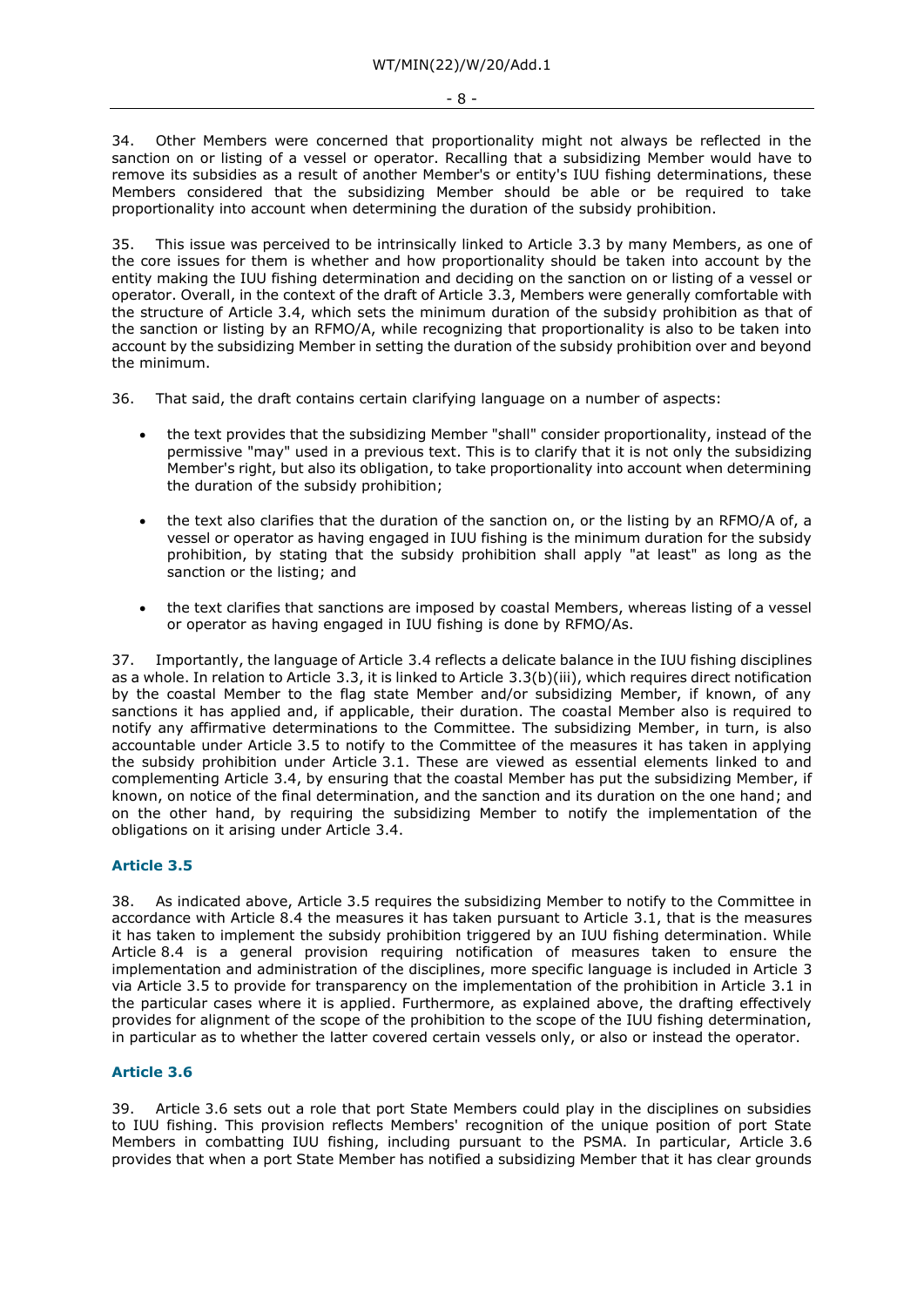34. Other Members were concerned that proportionality might not always be reflected in the sanction on or listing of a vessel or operator. Recalling that a subsidizing Member would have to remove its subsidies as a result of another Member's or entity's IUU fishing determinations, these Members considered that the subsidizing Member should be able or be required to take proportionality into account when determining the duration of the subsidy prohibition.

35. This issue was perceived to be intrinsically linked to Article 3.3 by many Members, as one of the core issues for them is whether and how proportionality should be taken into account by the entity making the IUU fishing determination and deciding on the sanction on or listing of a vessel or operator. Overall, in the context of the draft of Article 3.3, Members were generally comfortable with the structure of Article 3.4, which sets the minimum duration of the subsidy prohibition as that of the sanction or listing by an RFMO/A, while recognizing that proportionality is also to be taken into account by the subsidizing Member in setting the duration of the subsidy prohibition over and beyond the minimum.

36. That said, the draft contains certain clarifying language on a number of aspects:

- the text provides that the subsidizing Member "shall" consider proportionality, instead of the permissive "may" used in a previous text. This is to clarify that it is not only the subsidizing Member's right, but also its obligation, to take proportionality into account when determining the duration of the subsidy prohibition;
- the text also clarifies that the duration of the sanction on, or the listing by an RFMO/A of, a vessel or operator as having engaged in IUU fishing is the minimum duration for the subsidy prohibition, by stating that the subsidy prohibition shall apply "at least" as long as the sanction or the listing; and
- the text clarifies that sanctions are imposed by coastal Members, whereas listing of a vessel or operator as having engaged in IUU fishing is done by RFMO/As.

37. Importantly, the language of Article 3.4 reflects a delicate balance in the IUU fishing disciplines as a whole. In relation to Article 3.3, it is linked to Article 3.3(b)(iii), which requires direct notification by the coastal Member to the flag state Member and/or subsidizing Member, if known, of any sanctions it has applied and, if applicable, their duration. The coastal Member also is required to notify any affirmative determinations to the Committee. The subsidizing Member, in turn, is also accountable under Article 3.5 to notify to the Committee of the measures it has taken in applying the subsidy prohibition under Article 3.1. These are viewed as essential elements linked to and complementing Article 3.4, by ensuring that the coastal Member has put the subsidizing Member, if known, on notice of the final determination, and the sanction and its duration on the one hand; and on the other hand, by requiring the subsidizing Member to notify the implementation of the obligations on it arising under Article 3.4.

### Article 3.5

38. As indicated above, Article 3.5 requires the subsidizing Member to notify to the Committee in accordance with Article 8.4 the measures it has taken pursuant to Article 3.1, that is the measures it has taken to implement the subsidy prohibition triggered by an IUU fishing determination. While Article 8.4 is a general provision requiring notification of measures taken to ensure the implementation and administration of the disciplines, more specific language is included in Article 3 via Article 3.5 to provide for transparency on the implementation of the prohibition in Article 3.1 in the particular cases where it is applied. Furthermore, as explained above, the drafting effectively provides for alignment of the scope of the prohibition to the scope of the IUU fishing determination, in particular as to whether the latter covered certain vessels only, or also or instead the operator.

### Article 3.6

39. Article 3.6 sets out a role that port State Members could play in the disciplines on subsidies to IUU fishing. This provision reflects Members' recognition of the unique position of port State Members in combatting IUU fishing, including pursuant to the PSMA. In particular, Article 3.6 provides that when a port State Member has notified a subsidizing Member that it has clear grounds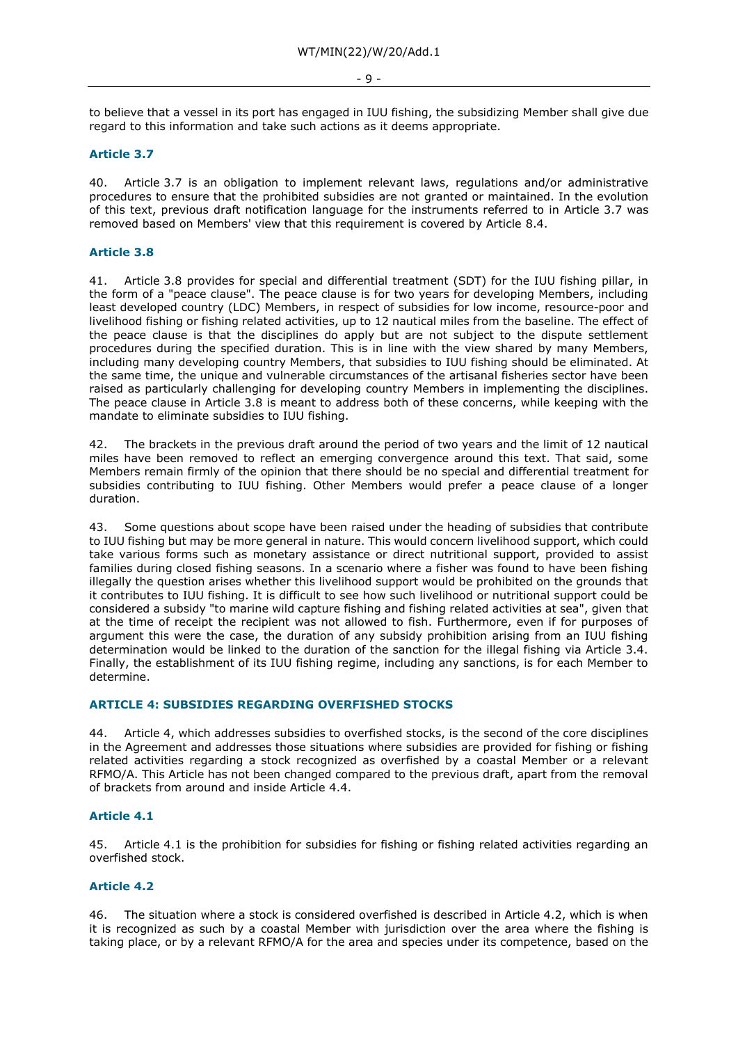to believe that a vessel in its port has engaged in IUU fishing, the subsidizing Member shall give due regard to this information and take such actions as it deems appropriate.

### Article 3.7

40. Article 3.7 is an obligation to implement relevant laws, regulations and/or administrative procedures to ensure that the prohibited subsidies are not granted or maintained. In the evolution of this text, previous draft notification language for the instruments referred to in Article 3.7 was removed based on Members' view that this requirement is covered by Article 8.4.

### Article 3.8

41. Article 3.8 provides for special and differential treatment (SDT) for the IUU fishing pillar, in the form of a "peace clause". The peace clause is for two years for developing Members, including least developed country (LDC) Members, in respect of subsidies for low income, resource-poor and livelihood fishing or fishing related activities, up to 12 nautical miles from the baseline. The effect of the peace clause is that the disciplines do apply but are not subject to the dispute settlement procedures during the specified duration. This is in line with the view shared by many Members, including many developing country Members, that subsidies to IUU fishing should be eliminated. At the same time, the unique and vulnerable circumstances of the artisanal fisheries sector have been raised as particularly challenging for developing country Members in implementing the disciplines. The peace clause in Article 3.8 is meant to address both of these concerns, while keeping with the mandate to eliminate subsidies to IUU fishing.

42. The brackets in the previous draft around the period of two years and the limit of 12 nautical miles have been removed to reflect an emerging convergence around this text. That said, some Members remain firmly of the opinion that there should be no special and differential treatment for subsidies contributing to IUU fishing. Other Members would prefer a peace clause of a longer duration.

43. Some questions about scope have been raised under the heading of subsidies that contribute to IUU fishing but may be more general in nature. This would concern livelihood support, which could take various forms such as monetary assistance or direct nutritional support, provided to assist families during closed fishing seasons. In a scenario where a fisher was found to have been fishing illegally the question arises whether this livelihood support would be prohibited on the grounds that it contributes to IUU fishing. It is difficult to see how such livelihood or nutritional support could be considered a subsidy "to marine wild capture fishing and fishing related activities at sea", given that at the time of receipt the recipient was not allowed to fish. Furthermore, even if for purposes of argument this were the case, the duration of any subsidy prohibition arising from an IUU fishing determination would be linked to the duration of the sanction for the illegal fishing via Article 3.4. Finally, the establishment of its IUU fishing regime, including any sanctions, is for each Member to determine.

## ARTICLE 4: SUBSIDIES REGARDING OVERFISHED STOCKS

44. Article 4, which addresses subsidies to overfished stocks, is the second of the core disciplines in the Agreement and addresses those situations where subsidies are provided for fishing or fishing related activities regarding a stock recognized as overfished by a coastal Member or a relevant RFMO/A. This Article has not been changed compared to the previous draft, apart from the removal of brackets from around and inside Article 4.4.

### Article 4.1

45. Article 4.1 is the prohibition for subsidies for fishing or fishing related activities regarding an overfished stock.

### Article 4.2

46. The situation where a stock is considered overfished is described in Article 4.2, which is when it is recognized as such by a coastal Member with jurisdiction over the area where the fishing is taking place, or by a relevant RFMO/A for the area and species under its competence, based on the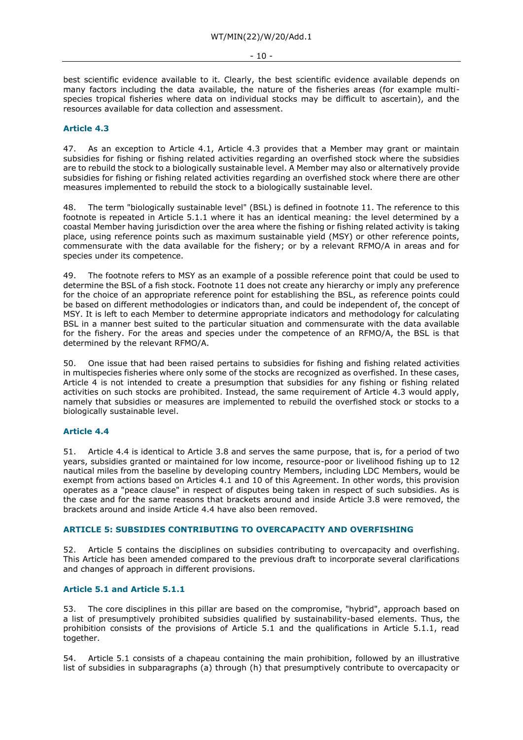best scientific evidence available to it. Clearly, the best scientific evidence available depends on many factors including the data available, the nature of the fisheries areas (for example multi-species tropical fisheries where data on individual stocks may be difficult to ascertain), and the resources available for data collection and assessment.

### Article 4.3

47. As an exception to Article 4.1, Article 4.3 provides that a Member may grant or maintain subsidies for fishing or fishing related activities regarding an overfished stock where the subsidies are to rebuild the stock to a biologically sustainable level. A Member may also or alternatively provide subsidies for fishing or fishing related activities regarding an overfished stock where there are other measures implemented to rebuild the stock to a biologically sustainable level.

48. The term "biologically sustainable level" (BSL) is defined in footnote 11. The reference to this footnote is repeated in Article 5.1.1 where it has an identical meaning: the level determined by a coastal Member having jurisdiction over the area where the fishing or fishing related activity is taking place, using reference points such as maximum sustainable yield (MSY) or other reference points, commensurate with the data available for the fishery; or by a relevant RFMO/A in areas and for species under its competence.

49. The footnote refers to MSY as an example of a possible reference point that could be used to determine the BSL of a fish stock. Footnote 11 does not create any hierarchy or imply any preference for the choice of an appropriate reference point for establishing the BSL, as reference points could be based on different methodologies or indicators than, and could be independent of, the concept of MSY. It is left to each Member to determine appropriate indicators and methodology for calculating BSL in a manner best suited to the particular situation and commensurate with the data available for the fishery. For the areas and species under the competence of an RFMO/A, the BSL is that determined by the relevant RFMO/A.

50. One issue that had been raised pertains to subsidies for fishing and fishing related activities in multispecies fisheries where only some of the stocks are recognized as overfished. In these cases, Article 4 is not intended to create a presumption that subsidies for any fishing or fishing related activities on such stocks are prohibited. Instead, the same requirement of Article 4.3 would apply, namely that subsidies or measures are implemented to rebuild the overfished stock or stocks to a biologically sustainable level.

### Article 4.4

51. Article 4.4 is identical to Article 3.8 and serves the same purpose, that is, for a period of two years, subsidies granted or maintained for low income, resource-poor or livelihood fishing up to 12 nautical miles from the baseline by developing country Members, including LDC Members, would be exempt from actions based on Articles 4.1 and 10 of this Agreement. In other words, this provision operates as a "peace clause" in respect of disputes being taken in respect of such subsidies. As is the case and for the same reasons that brackets around and inside Article 3.8 were removed, the brackets around and inside Article 4.4 have also been removed.

## ARTICLE 5: SUBSIDIES CONTRIBUTING TO OVERCAPACITY AND OVERFISHING

52. Article 5 contains the disciplines on subsidies contributing to overcapacity and overfishing. This Article has been amended compared to the previous draft to incorporate several clarifications and changes of approach in different provisions.

### Article 5.1 and Article 5.1.1

53. The core disciplines in this pillar are based on the compromise, "hybrid", approach based on a list of presumptively prohibited subsidies qualified by sustainability-based elements. Thus, the prohibition consists of the provisions of Article 5.1 and the qualifications in Article 5.1.1, read together.

54. Article 5.1 consists of a chapeau containing the main prohibition, followed by an illustrative list of subsidies in subparagraphs (a) through (h) that presumptively contribute to overcapacity or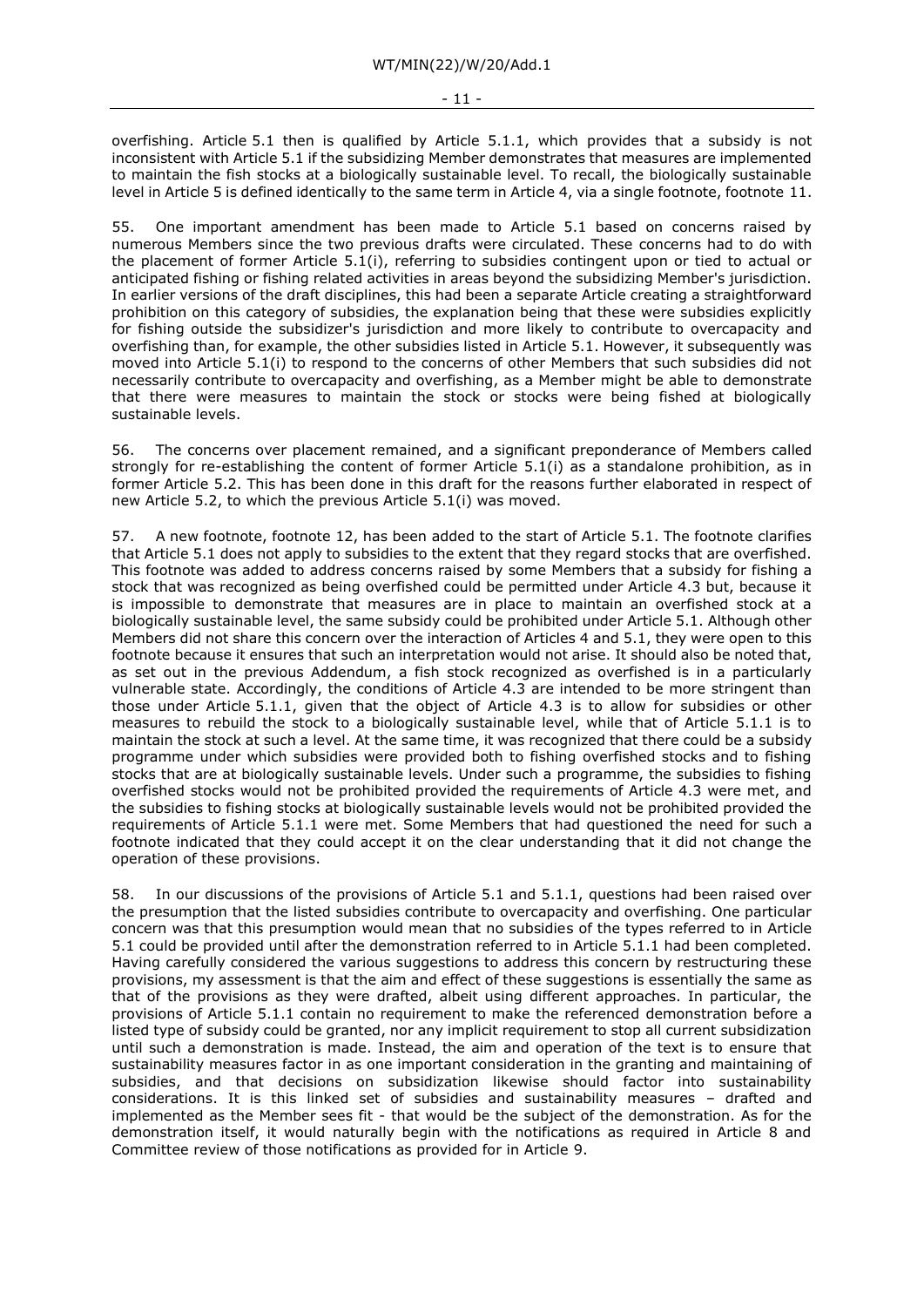overfishing. Article 5.1 then is qualified by Article 5.1.1, which provides that a subsidy is not inconsistent with Article 5.1 if the subsidizing Member demonstrates that measures are implemented to maintain the fish stocks at a biologically sustainable level. To recall, the biologically sustainable level in Article 5 is defined identically to the same term in Article 4, via a single footnote, footnote 11.

55. One important amendment has been made to Article 5.1 based on concerns raised by numerous Members since the two previous drafts were circulated. These concerns had to do with the placement of former Article 5.1(i), referring to subsidies contingent upon or tied to actual or anticipated fishing or fishing related activities in areas beyond the subsidizing Member's jurisdiction. In earlier versions of the draft disciplines, this had been a separate Article creating a straightforward prohibition on this category of subsidies, the explanation being that these were subsidies explicitly for fishing outside the subsidizer's jurisdiction and more likely to contribute to overcapacity and overfishing than, for example, the other subsidies listed in Article 5.1. However, it subsequently was moved into Article 5.1(i) to respond to the concerns of other Members that such subsidies did not necessarily contribute to overcapacity and overfishing, as a Member might be able to demonstrate that there were measures to maintain the stock or stocks were being fished at biologically sustainable levels.

56. The concerns over placement remained, and a significant preponderance of Members called strongly for re-establishing the content of former Article 5.1(i) as a standalone prohibition, as in former Article 5.2. This has been done in this draft for the reasons further elaborated in respect of new Article 5.2, to which the previous Article 5.1(i) was moved.

57. A new footnote, footnote 12, has been added to the start of Article 5.1. The footnote clarifies that Article 5.1 does not apply to subsidies to the extent that they regard stocks that are overfished. This footnote was added to address concerns raised by some Members that a subsidy for fishing a stock that was recognized as being overfished could be permitted under Article 4.3 but, because it is impossible to demonstrate that measures are in place to maintain an overfished stock at a biologically sustainable level, the same subsidy could be prohibited under Article 5.1. Although other Members did not share this concern over the interaction of Articles 4 and 5.1, they were open to this footnote because it ensures that such an interpretation would not arise. It should also be noted that, as set out in the previous Addendum, a fish stock recognized as overfished is in a particularly vulnerable state. Accordingly, the conditions of Article 4.3 are intended to be more stringent than those under Article 5.1.1, given that the object of Article 4.3 is to allow for subsidies or other measures to rebuild the stock to a biologically sustainable level, while that of Article 5.1.1 is to maintain the stock at such a level. At the same time, it was recognized that there could be a subsidy programme under which subsidies were provided both to fishing overfished stocks and to fishing stocks that are at biologically sustainable levels. Under such a programme, the subsidies to fishing overfished stocks would not be prohibited provided the requirements of Article 4.3 were met, and the subsidies to fishing stocks at biologically sustainable levels would not be prohibited provided the requirements of Article 5.1.1 were met. Some Members that had questioned the need for such a footnote indicated that they could accept it on the clear understanding that it did not change the operation of these provisions.

58. In our discussions of the provisions of Article 5.1 and 5.1.1, questions had been raised over the presumption that the listed subsidies contribute to overcapacity and overfishing. One particular concern was that this presumption would mean that no subsidies of the types referred to in Article 5.1 could be provided until after the demonstration referred to in Article 5.1.1 had been completed. Having carefully considered the various suggestions to address this concern by restructuring these provisions, my assessment is that the aim and effect of these suggestions is essentially the same as that of the provisions as they were drafted, albeit using different approaches. In particular, the provisions of Article 5.1.1 contain no requirement to make the referenced demonstration before a listed type of subsidy could be granted, nor any implicit requirement to stop all current subsidization until such a demonstration is made. Instead, the aim and operation of the text is to ensure that sustainability measures factor in as one important consideration in the granting and maintaining of subsidies, and that decisions on subsidization likewise should factor into sustainability considerations. It is this linked set of subsidies and sustainability measures – drafted and implemented as the Member sees fit - that would be the subject of the demonstration. As for the demonstration itself, it would naturally begin with the notifications as required in Article 8 and Committee review of those notifications as provided for in Article 9.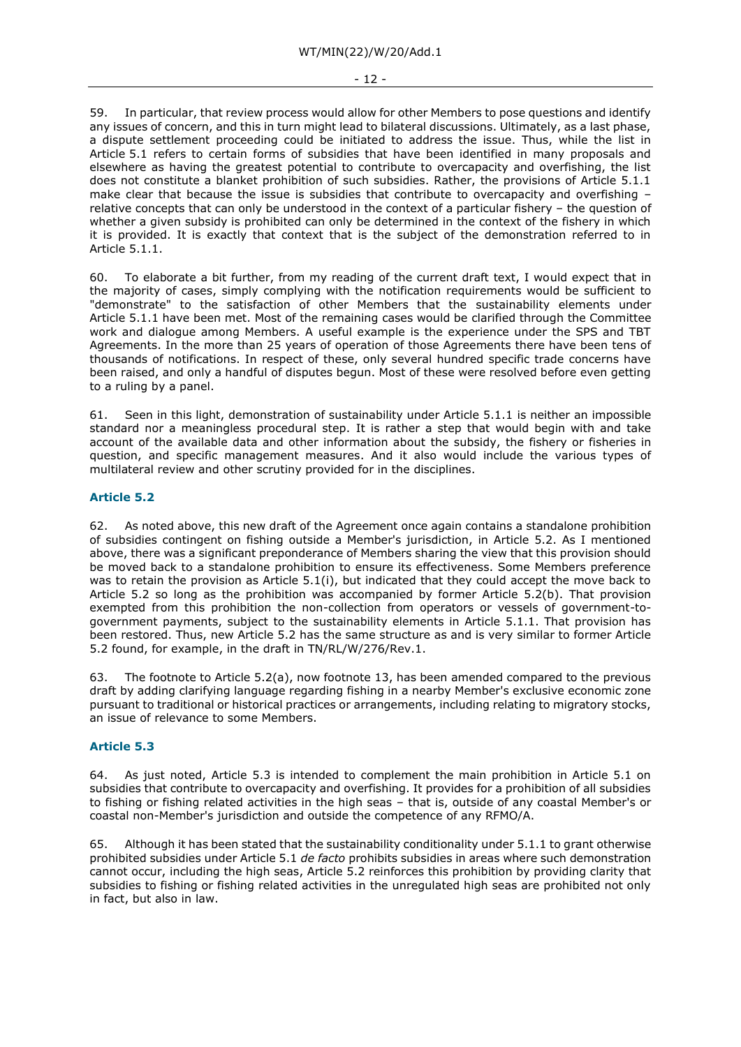59. In particular, that review process would allow for other Members to pose questions and identify any issues of concern, and this in turn might lead to bilateral discussions. Ultimately, as a last phase, a dispute settlement proceeding could be initiated to address the issue. Thus, while the list in Article 5.1 refers to certain forms of subsidies that have been identified in many proposals and elsewhere as having the greatest potential to contribute to overcapacity and overfishing, the list does not constitute a blanket prohibition of such subsidies. Rather, the provisions of Article 5.1.1 make clear that because the issue is subsidies that contribute to overcapacity and overfishing – relative concepts that can only be understood in the context of a particular fishery – the question of whether a given subsidy is prohibited can only be determined in the context of the fishery in which it is provided. It is exactly that context that is the subject of the demonstration referred to in Article 5.1.1.

60. To elaborate a bit further, from my reading of the current draft text, I would expect that in the majority of cases, simply complying with the notification requirements would be sufficient to "demonstrate" to the satisfaction of other Members that the sustainability elements under Article 5.1.1 have been met. Most of the remaining cases would be clarified through the Committee work and dialogue among Members. A useful example is the experience under the SPS and TBT Agreements. In the more than 25 years of operation of those Agreements there have been tens of thousands of notifications. In respect of these, only several hundred specific trade concerns have been raised, and only a handful of disputes begun. Most of these were resolved before even getting to a ruling by a panel.

61. Seen in this light, demonstration of sustainability under Article 5.1.1 is neither an impossible standard nor a meaningless procedural step. It is rather a step that would begin with and take account of the available data and other information about the subsidy, the fishery or fisheries in question, and specific management measures. And it also would include the various types of multilateral review and other scrutiny provided for in the disciplines.

### Article 5.2

62. As noted above, this new draft of the Agreement once again contains a standalone prohibition of subsidies contingent on fishing outside a Member's jurisdiction, in Article 5.2. As I mentioned above, there was a significant preponderance of Members sharing the view that this provision should be moved back to a standalone prohibition to ensure its effectiveness. Some Members preference was to retain the provision as Article 5.1(i), but indicated that they could accept the move back to Article 5.2 so long as the prohibition was accompanied by former Article 5.2(b). That provision exempted from this prohibition the non-collection from operators or vessels of government-to-government payments, subject to the sustainability elements in Article 5.1.1. That provision has been restored. Thus, new Article 5.2 has the same structure as and is very similar to former Article 5.2 found, for example, in the draft in TN/RL/W/276/Rev.1.

63. The footnote to Article 5.2(a), now footnote 13, has been amended compared to the previous draft by adding clarifying language regarding fishing in a nearby Member's exclusive economic zone pursuant to traditional or historical practices or arrangements, including relating to migratory stocks, an issue of relevance to some Members.

### Article 5.3

64. As just noted, Article 5.3 is intended to complement the main prohibition in Article 5.1 on subsidies that contribute to overcapacity and overfishing. It provides for a prohibition of all subsidies to fishing or fishing related activities in the high seas – that is, outside of any coastal Member's or coastal non-Member's jurisdiction and outside the competence of any RFMO/A.

65. Although it has been stated that the sustainability conditionality under 5.1.1 to grant otherwise prohibited subsidies under Article 5.1 *de facto* prohibits subsidies in areas where such demonstration cannot occur, including the high seas, Article 5.2 reinforces this prohibition by providing clarity that subsidies to fishing or fishing related activities in the unregulated high seas are prohibited not only in fact, but also in law.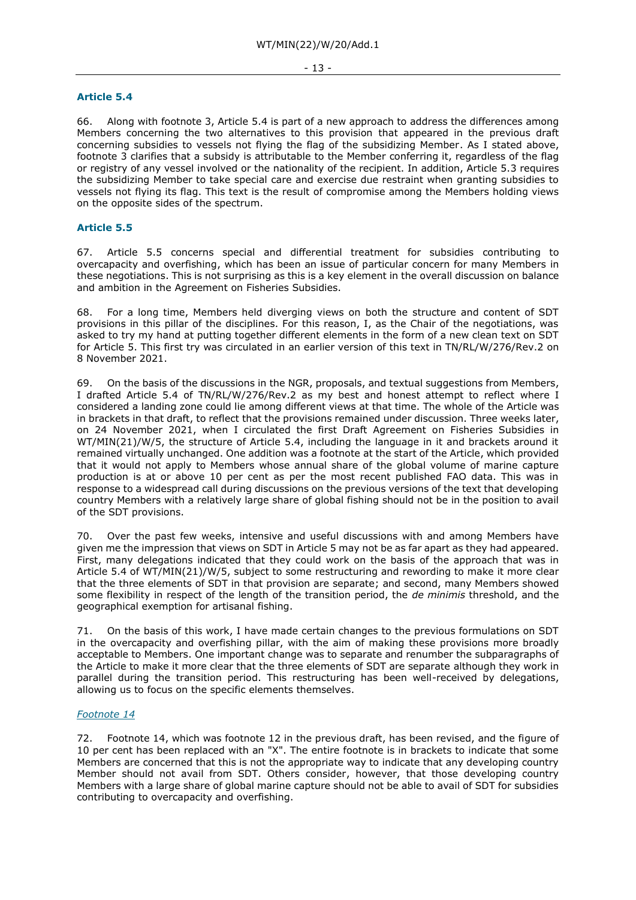### Article 5.4

66. Along with footnote 3, Article 5.4 is part of a new approach to address the differences among Members concerning the two alternatives to this provision that appeared in the previous draft concerning subsidies to vessels not flying the flag of the subsidizing Member. As I stated above, footnote 3 clarifies that a subsidy is attributable to the Member conferring it, regardless of the flag or registry of any vessel involved or the nationality of the recipient. In addition, Article 5.3 requires the subsidizing Member to take special care and exercise due restraint when granting subsidies to vessels not flying its flag. This text is the result of compromise among the Members holding views on the opposite sides of the spectrum.

### Article 5.5

67. Article 5.5 concerns special and differential treatment for subsidies contributing to overcapacity and overfishing, which has been an issue of particular concern for many Members in these negotiations. This is not surprising as this is a key element in the overall discussion on balance and ambition in the Agreement on Fisheries Subsidies.

68. For a long time, Members held diverging views on both the structure and content of SDT provisions in this pillar of the disciplines. For this reason, I, as the Chair of the negotiations, was asked to try my hand at putting together different elements in the form of a new clean text on SDT for Article 5. This first try was circulated in an earlier version of this text in TN/RL/W/276/Rev.2 on 8 November 2021.

69. On the basis of the discussions in the NGR, proposals, and textual suggestions from Members, I drafted Article 5.4 of TN/RL/W/276/Rev.2 as my best and honest attempt to reflect where I considered a landing zone could lie among different views at that time. The whole of the Article was in brackets in that draft, to reflect that the provisions remained under discussion. Three weeks later, on 24 November 2021, when I circulated the first Draft Agreement on Fisheries Subsidies in WT/MIN(21)/W/5, the structure of Article 5.4, including the language in it and brackets around it remained virtually unchanged. One addition was a footnote at the start of the Article, which provided that it would not apply to Members whose annual share of the global volume of marine capture production is at or above 10 per cent as per the most recent published FAO data. This was in response to a widespread call during discussions on the previous versions of the text that developing country Members with a relatively large share of global fishing should not be in the position to avail of the SDT provisions.

70. Over the past few weeks, intensive and useful discussions with and among Members have given me the impression that views on SDT in Article 5 may not be as far apart as they had appeared. First, many delegations indicated that they could work on the basis of the approach that was in Article 5.4 of WT/MIN(21)/W/5, subject to some restructuring and rewording to make it more clear that the three elements of SDT in that provision are separate; and second, many Members showed some flexibility in respect of the length of the transition period, the *de minimis* threshold, and the geographical exemption for artisanal fishing.

71. On the basis of this work, I have made certain changes to the previous formulations on SDT in the overcapacity and overfishing pillar, with the aim of making these provisions more broadly acceptable to Members. One important change was to separate and renumber the subparagraphs of the Article to make it more clear that the three elements of SDT are separate although they work in parallel during the transition period. This restructuring has been well-received by delegations, allowing us to focus on the specific elements themselves.

#### *Footnote 14*

72. Footnote 14, which was footnote 12 in the previous draft, has been revised, and the figure of 10 per cent has been replaced with an "X". The entire footnote is in brackets to indicate that some Members are concerned that this is not the appropriate way to indicate that any developing country Member should not avail from SDT. Others consider, however, that those developing country Members with a large share of global marine capture should not be able to avail of SDT for subsidies contributing to overcapacity and overfishing.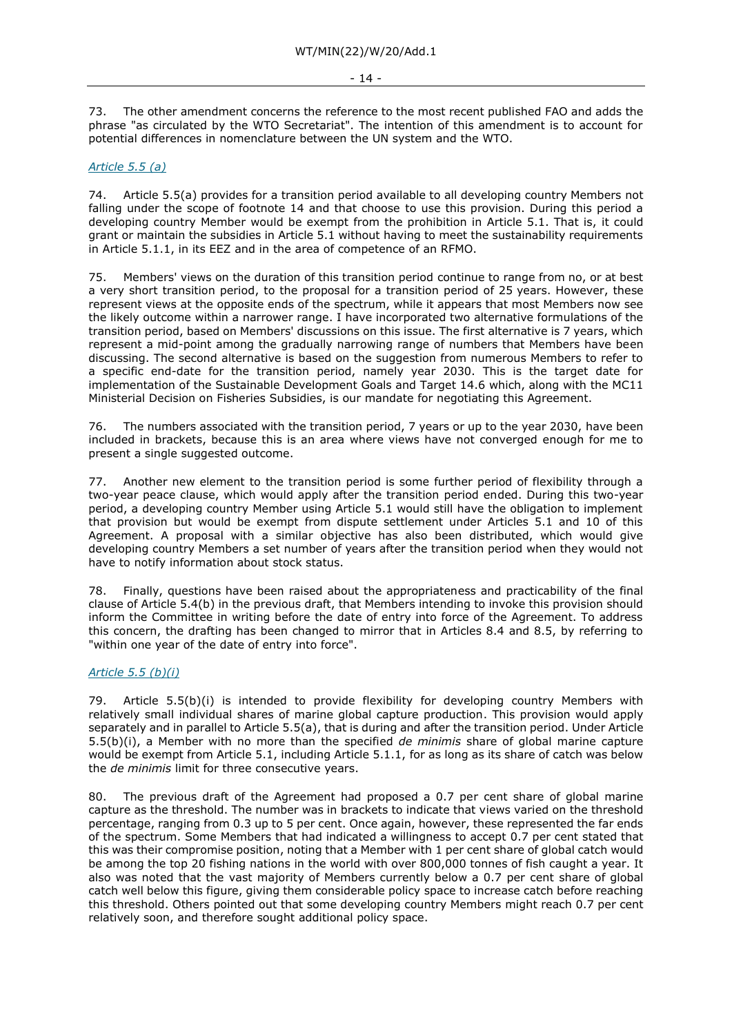73. The other amendment concerns the reference to the most recent published FAO and adds the phrase "as circulated by the WTO Secretariat". The intention of this amendment is to account for potential differences in nomenclature between the UN system and the WTO.

*Article 5.5 (a)*

74. Article 5.5(a) provides for a transition period available to all developing country Members not falling under the scope of footnote 14 and that choose to use this provision. During this period a developing country Member would be exempt from the prohibition in Article 5.1. That is, it could grant or maintain the subsidies in Article 5.1 without having to meet the sustainability requirements in Article 5.1.1, in its EEZ and in the area of competence of an RFMO.

75. Members' views on the duration of this transition period continue to range from no, or at best a very short transition period, to the proposal for a transition period of 25 years. However, these represent views at the opposite ends of the spectrum, while it appears that most Members now see the likely outcome within a narrower range. I have incorporated two alternative formulations of the transition period, based on Members' discussions on this issue. The first alternative is 7 years, which represent a mid-point among the gradually narrowing range of numbers that Members have been discussing. The second alternative is based on the suggestion from numerous Members to refer to a specific end-date for the transition period, namely year 2030. This is the target date for implementation of the Sustainable Development Goals and Target 14.6 which, along with the MC11 Ministerial Decision on Fisheries Subsidies, is our mandate for negotiating this Agreement.

76. The numbers associated with the transition period, 7 years or up to the year 2030, have been included in brackets, because this is an area where views have not converged enough for me to present a single suggested outcome.

77. Another new element to the transition period is some further period of flexibility through a two-year peace clause, which would apply after the transition period ended. During this two-year period, a developing country Member using Article 5.1 would still have the obligation to implement that provision but would be exempt from dispute settlement under Articles 5.1 and 10 of this Agreement. A proposal with a similar objective has also been distributed, which would give developing country Members a set number of years after the transition period when they would not have to notify information about stock status.

78. Finally, questions have been raised about the appropriateness and practicability of the final clause of Article 5.4(b) in the previous draft, that Members intending to invoke this provision should inform the Committee in writing before the date of entry into force of the Agreement. To address this concern, the drafting has been changed to mirror that in Articles 8.4 and 8.5, by referring to "within one year of the date of entry into force".

*Article 5.5 (b)(i)*

79. Article 5.5(b)(i) is intended to provide flexibility for developing country Members with relatively small individual shares of marine global capture production. This provision would apply separately and in parallel to Article 5.5(a), that is during and after the transition period. Under Article 5.5(b)(i), a Member with no more than the specified *de minimis* share of global marine capture would be exempt from Article 5.1, including Article 5.1.1, for as long as its share of catch was below the *de minimis* limit for three consecutive years.

80. The previous draft of the Agreement had proposed a 0.7 per cent share of global marine capture as the threshold. The number was in brackets to indicate that views varied on the threshold percentage, ranging from 0.3 up to 5 per cent. Once again, however, these represented the far ends of the spectrum. Some Members that had indicated a willingness to accept 0.7 per cent stated that this was their compromise position, noting that a Member with 1 per cent share of global catch would be among the top 20 fishing nations in the world with over 800,000 tonnes of fish caught a year. It also was noted that the vast majority of Members currently below a 0.7 per cent share of global catch well below this figure, giving them considerable policy space to increase catch before reaching this threshold. Others pointed out that some developing country Members might reach 0.7 per cent relatively soon, and therefore sought additional policy space.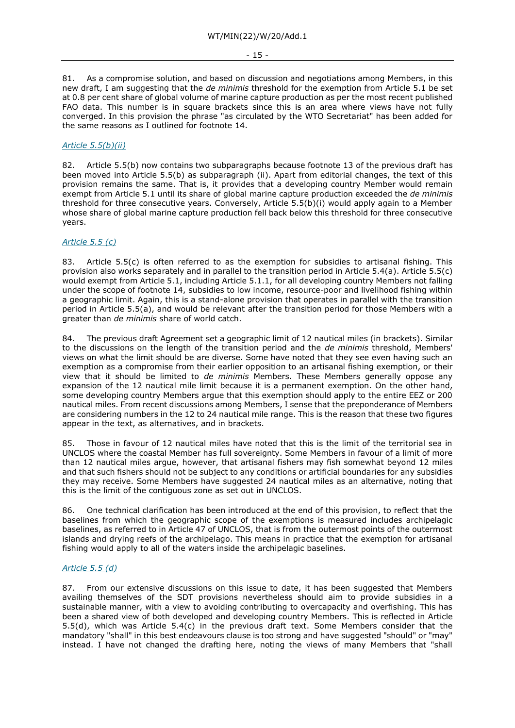81. As a compromise solution, and based on discussion and negotiations among Members, in this new draft, I am suggesting that the *de minimis* threshold for the exemption from Article 5.1 be set at 0.8 per cent share of global volume of marine capture production as per the most recent published FAO data. This number is in square brackets since this is an area where views have not fully converged. In this provision the phrase "as circulated by the WTO Secretariat" has been added for the same reasons as I outlined for footnote 14.

*Article 5.5(b)(ii)*

82. Article 5.5(b) now contains two subparagraphs because footnote 13 of the previous draft has been moved into Article 5.5(b) as subparagraph (ii). Apart from editorial changes, the text of this provision remains the same. That is, it provides that a developing country Member would remain exempt from Article 5.1 until its share of global marine capture production exceeded the *de minimis* threshold for three consecutive years. Conversely, Article 5.5(b)(i) would apply again to a Member whose share of global marine capture production fell back below this threshold for three consecutive years.

*Article 5.5 (c)*

83. Article 5.5(c) is often referred to as the exemption for subsidies to artisanal fishing. This provision also works separately and in parallel to the transition period in Article 5.4(a). Article 5.5(c) would exempt from Article 5.1, including Article 5.1.1, for all developing country Members not falling under the scope of footnote 14, subsidies to low income, resource-poor and livelihood fishing within a geographic limit. Again, this is a stand-alone provision that operates in parallel with the transition period in Article 5.5(a), and would be relevant after the transition period for those Members with a greater than *de minimis* share of world catch.

84. The previous draft Agreement set a geographic limit of 12 nautical miles (in brackets). Similar to the discussions on the length of the transition period and the *de minimis* threshold, Members' views on what the limit should be are diverse. Some have noted that they see even having such an exemption as a compromise from their earlier opposition to an artisanal fishing exemption, or their view that it should be limited to *de minimis* Members. These Members generally oppose any expansion of the 12 nautical mile limit because it is a permanent exemption. On the other hand, some developing country Members argue that this exemption should apply to the entire EEZ or 200 nautical miles. From recent discussions among Members, I sense that the preponderance of Members are considering numbers in the 12 to 24 nautical mile range. This is the reason that these two figures appear in the text, as alternatives, and in brackets.

85. Those in favour of 12 nautical miles have noted that this is the limit of the territorial sea in UNCLOS where the coastal Member has full sovereignty. Some Members in favour of a limit of more than 12 nautical miles argue, however, that artisanal fishers may fish somewhat beyond 12 miles and that such fishers should not be subject to any conditions or artificial boundaries for any subsidies they may receive. Some Members have suggested 24 nautical miles as an alternative, noting that this is the limit of the contiguous zone as set out in UNCLOS.

86. One technical clarification has been introduced at the end of this provision, to reflect that the baselines from which the geographic scope of the exemptions is measured includes archipelagic baselines, as referred to in Article 47 of UNCLOS, that is from the outermost points of the outermost islands and drying reefs of the archipelago. This means in practice that the exemption for artisanal fishing would apply to all of the waters inside the archipelagic baselines.

*Article 5.5 (d)*

87. From our extensive discussions on this issue to date, it has been suggested that Members availing themselves of the SDT provisions nevertheless should aim to provide subsidies in a sustainable manner, with a view to avoiding contributing to overcapacity and overfishing. This has been a shared view of both developed and developing country Members. This is reflected in Article 5.5(d), which was Article 5.4(c) in the previous draft text. Some Members consider that the mandatory "shall" in this best endeavours clause is too strong and have suggested "should" or "may" instead. I have not changed the drafting here, noting the views of many Members that "shall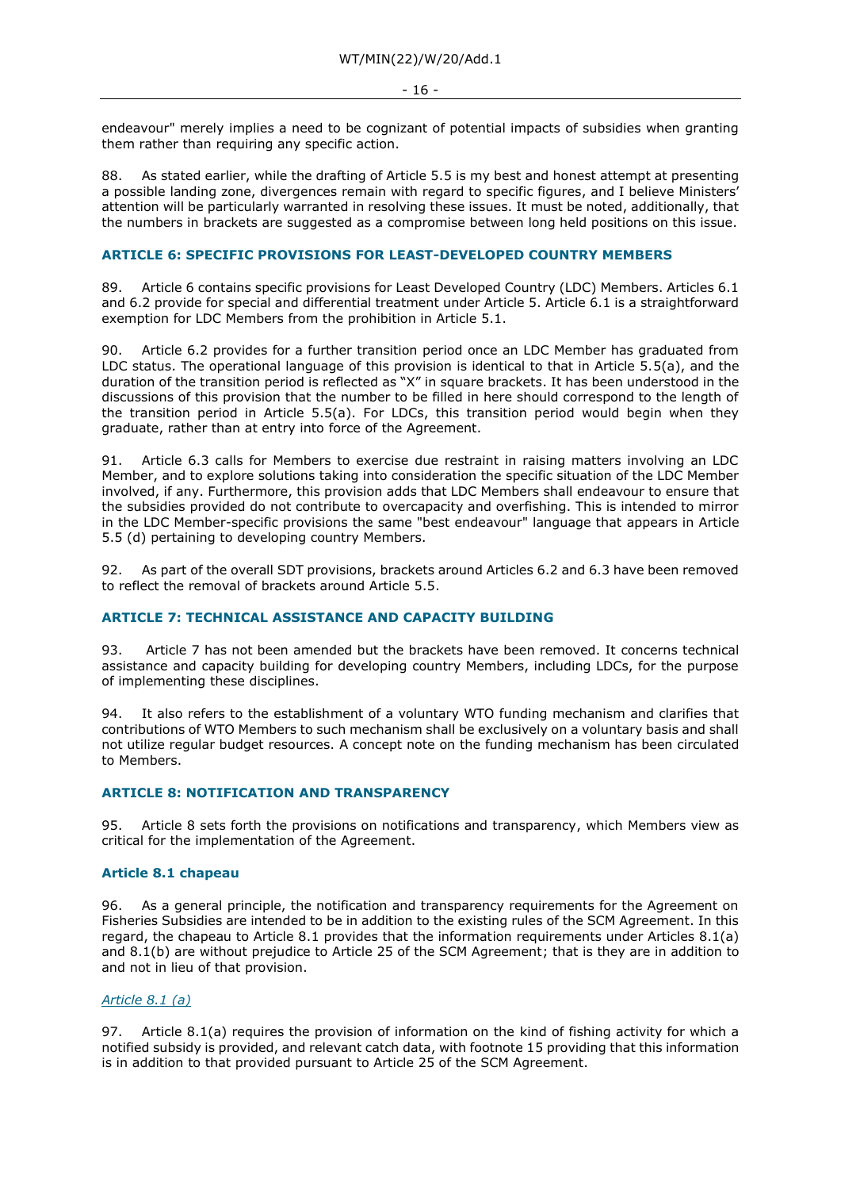endeavour" merely implies a need to be cognizant of potential impacts of subsidies when granting them rather than requiring any specific action.

88. As stated earlier, while the drafting of Article 5.5 is my best and honest attempt at presenting a possible landing zone, divergences remain with regard to specific figures, and I believe Ministers' attention will be particularly warranted in resolving these issues. It must be noted, additionally, that the numbers in brackets are suggested as a compromise between long held positions on this issue.

## ARTICLE 6: SPECIFIC PROVISIONS FOR LEAST-DEVELOPED COUNTRY MEMBERS

89. Article 6 contains specific provisions for Least Developed Country (LDC) Members. Articles 6.1 and 6.2 provide for special and differential treatment under Article 5. Article 6.1 is a straightforward exemption for LDC Members from the prohibition in Article 5.1.

90. Article 6.2 provides for a further transition period once an LDC Member has graduated from LDC status. The operational language of this provision is identical to that in Article 5.5(a), and the duration of the transition period is reflected as "X" in square brackets. It has been understood in the discussions of this provision that the number to be filled in here should correspond to the length of the transition period in Article 5.5(a). For LDCs, this transition period would begin when they graduate, rather than at entry into force of the Agreement.

91. Article 6.3 calls for Members to exercise due restraint in raising matters involving an LDC Member, and to explore solutions taking into consideration the specific situation of the LDC Member involved, if any. Furthermore, this provision adds that LDC Members shall endeavour to ensure that the subsidies provided do not contribute to overcapacity and overfishing. This is intended to mirror in the LDC Member-specific provisions the same "best endeavour" language that appears in Article 5.5 (d) pertaining to developing country Members.

92. As part of the overall SDT provisions, brackets around Articles 6.2 and 6.3 have been removed to reflect the removal of brackets around Article 5.5.

## ARTICLE 7: TECHNICAL ASSISTANCE AND CAPACITY BUILDING

93. Article 7 has not been amended but the brackets have been removed. It concerns technical assistance and capacity building for developing country Members, including LDCs, for the purpose of implementing these disciplines.

94. It also refers to the establishment of a voluntary WTO funding mechanism and clarifies that contributions of WTO Members to such mechanism shall be exclusively on a voluntary basis and shall not utilize regular budget resources. A concept note on the funding mechanism has been circulated to Members.

## ARTICLE 8: NOTIFICATION AND TRANSPARENCY

95. Article 8 sets forth the provisions on notifications and transparency, which Members view as critical for the implementation of the Agreement.

### Article 8.1 chapeau

96. As a general principle, the notification and transparency requirements for the Agreement on Fisheries Subsidies are intended to be in addition to the existing rules of the SCM Agreement. In this regard, the chapeau to Article 8.1 provides that the information requirements under Articles 8.1(a) and 8.1(b) are without prejudice to Article 25 of the SCM Agreement; that is they are in addition to and not in lieu of that provision.

#### *Article 8.1 (a)*

97. Article 8.1(a) requires the provision of information on the kind of fishing activity for which a notified subsidy is provided, and relevant catch data, with footnote 15 providing that this information is in addition to that provided pursuant to Article 25 of the SCM Agreement.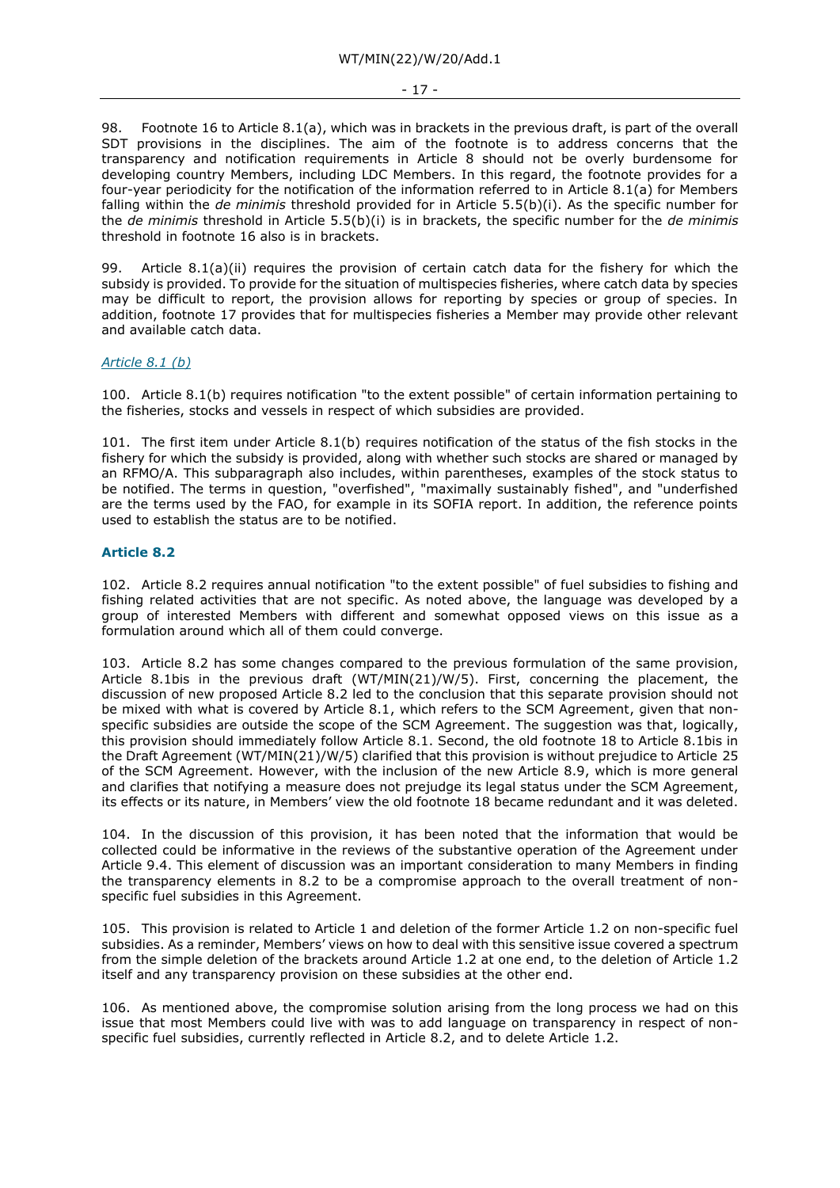98. Footnote 16 to Article 8.1(a), which was in brackets in the previous draft, is part of the overall SDT provisions in the disciplines. The aim of the footnote is to address concerns that the transparency and notification requirements in Article 8 should not be overly burdensome for developing country Members, including LDC Members. In this regard, the footnote provides for a four-year periodicity for the notification of the information referred to in Article 8.1(a) for Members falling within the *de minimis* threshold provided for in Article 5.5(b)(i). As the specific number for the *de minimis* threshold in Article 5.5(b)(i) is in brackets, the specific number for the *de minimis* threshold in footnote 16 also is in brackets.

99. Article 8.1(a)(ii) requires the provision of certain catch data for the fishery for which the subsidy is provided. To provide for the situation of multispecies fisheries, where catch data by species may be difficult to report, the provision allows for reporting by species or group of species. In addition, footnote 17 provides that for multispecies fisheries a Member may provide other relevant and available catch data.

*Article 8.1 (b)*

100. Article 8.1(b) requires notification "to the extent possible" of certain information pertaining to the fisheries, stocks and vessels in respect of which subsidies are provided.

101. The first item under Article 8.1(b) requires notification of the status of the fish stocks in the fishery for which the subsidy is provided, along with whether such stocks are shared or managed by an RFMO/A. This subparagraph also includes, within parentheses, examples of the stock status to be notified. The terms in question, "overfished", "maximally sustainably fished", and "underfished are the terms used by the FAO, for example in its SOFIA report. In addition, the reference points used to establish the status are to be notified.

**Article 8.2**

102. Article 8.2 requires annual notification "to the extent possible" of fuel subsidies to fishing and fishing related activities that are not specific. As noted above, the language was developed by a group of interested Members with different and somewhat opposed views on this issue as a formulation around which all of them could converge.

103. Article 8.2 has some changes compared to the previous formulation of the same provision, Article 8.1bis in the previous draft (WT/MIN(21)/W/5). First, concerning the placement, the discussion of new proposed Article 8.2 led to the conclusion that this separate provision should not be mixed with what is covered by Article 8.1, which refers to the SCM Agreement, given that non-specific subsidies are outside the scope of the SCM Agreement. The suggestion was that, logically, this provision should immediately follow Article 8.1. Second, the old footnote 18 to Article 8.1bis in the Draft Agreement (WT/MIN(21)/W/5) clarified that this provision is without prejudice to Article 25 of the SCM Agreement. However, with the inclusion of the new Article 8.9, which is more general and clarifies that notifying a measure does not prejudge its legal status under the SCM Agreement, its effects or its nature, in Members' view the old footnote 18 became redundant and it was deleted.

104. In the discussion of this provision, it has been noted that the information that would be collected could be informative in the reviews of the substantive operation of the Agreement under Article 9.4. This element of discussion was an important consideration to many Members in finding the transparency elements in 8.2 to be a compromise approach to the overall treatment of non-specific fuel subsidies in this Agreement.

105. This provision is related to Article 1 and deletion of the former Article 1.2 on non-specific fuel subsidies. As a reminder, Members' views on how to deal with this sensitive issue covered a spectrum from the simple deletion of the brackets around Article 1.2 at one end, to the deletion of Article 1.2 itself and any transparency provision on these subsidies at the other end.

106. As mentioned above, the compromise solution arising from the long process we had on this issue that most Members could live with was to add language on transparency in respect of non-specific fuel subsidies, currently reflected in Article 8.2, and to delete Article 1.2.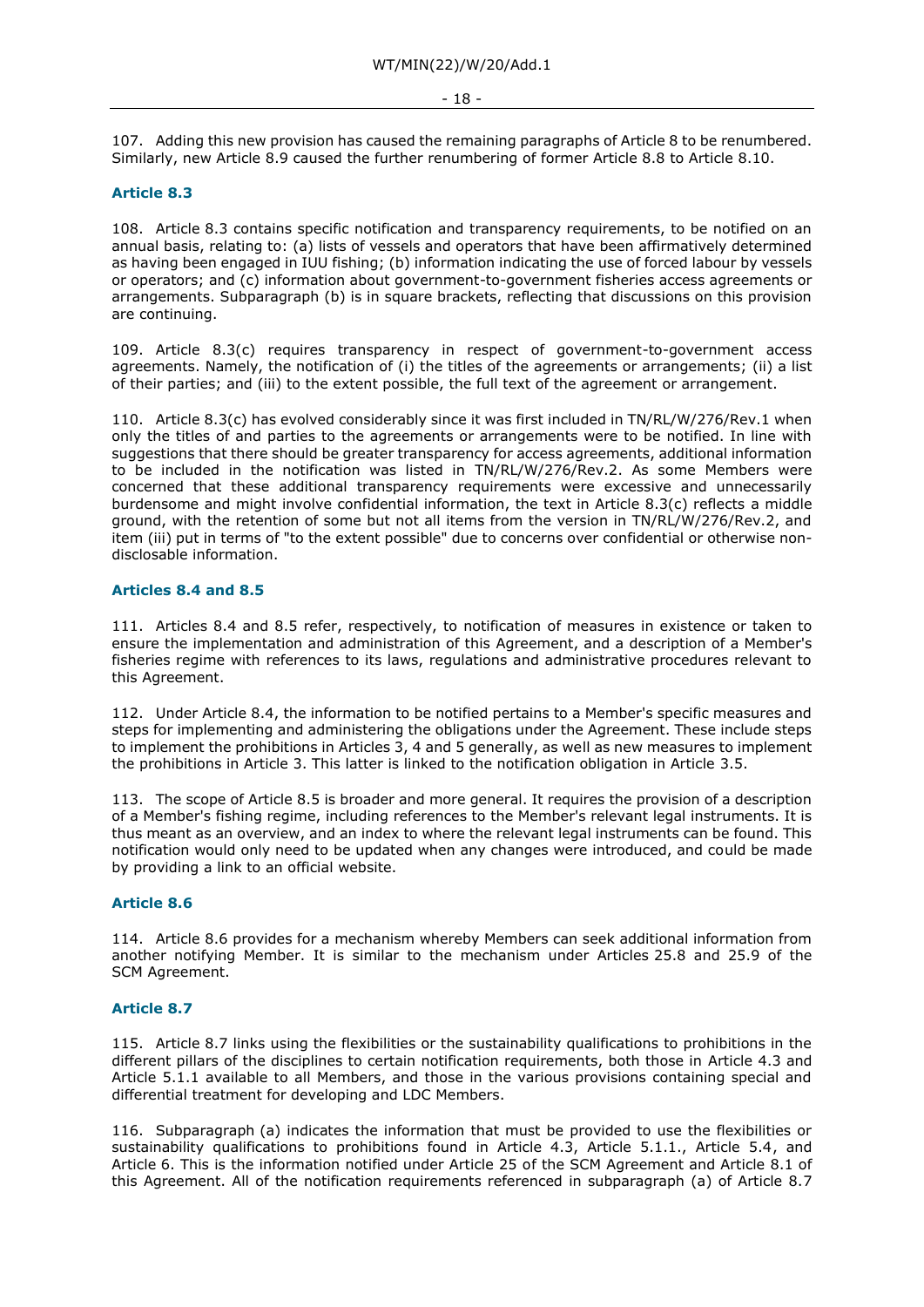107. Adding this new provision has caused the remaining paragraphs of Article 8 to be renumbered. Similarly, new Article 8.9 caused the further renumbering of former Article 8.8 to Article 8.10.

### Article 8.3

108. Article 8.3 contains specific notification and transparency requirements, to be notified on an annual basis, relating to: (a) lists of vessels and operators that have been affirmatively determined as having been engaged in IUU fishing; (b) information indicating the use of forced labour by vessels or operators; and (c) information about government-to-government fisheries access agreements or arrangements. Subparagraph (b) is in square brackets, reflecting that discussions on this provision are continuing.

109. Article 8.3(c) requires transparency in respect of government-to-government access agreements. Namely, the notification of (i) the titles of the agreements or arrangements; (ii) a list of their parties; and (iii) to the extent possible, the full text of the agreement or arrangement.

110. Article 8.3(c) has evolved considerably since it was first included in TN/RL/W/276/Rev.1 when only the titles of and parties to the agreements or arrangements were to be notified. In line with suggestions that there should be greater transparency for access agreements, additional information to be included in the notification was listed in TN/RL/W/276/Rev.2. As some Members were concerned that these additional transparency requirements were excessive and unnecessarily burdensome and might involve confidential information, the text in Article 8.3(c) reflects a middle ground, with the retention of some but not all items from the version in TN/RL/W/276/Rev.2, and item (iii) put in terms of "to the extent possible" due to concerns over confidential or otherwise non-disclosable information.

### Articles 8.4 and 8.5

111. Articles 8.4 and 8.5 refer, respectively, to notification of measures in existence or taken to ensure the implementation and administration of this Agreement, and a description of a Member's fisheries regime with references to its laws, regulations and administrative procedures relevant to this Agreement.

112. Under Article 8.4, the information to be notified pertains to a Member's specific measures and steps for implementing and administering the obligations under the Agreement. These include steps to implement the prohibitions in Articles 3, 4 and 5 generally, as well as new measures to implement the prohibitions in Article 3. This latter is linked to the notification obligation in Article 3.5.

113. The scope of Article 8.5 is broader and more general. It requires the provision of a description of a Member's fishing regime, including references to the Member's relevant legal instruments. It is thus meant as an overview, and an index to where the relevant legal instruments can be found. This notification would only need to be updated when any changes were introduced, and could be made by providing a link to an official website.

### Article 8.6

114. Article 8.6 provides for a mechanism whereby Members can seek additional information from another notifying Member. It is similar to the mechanism under Articles 25.8 and 25.9 of the SCM Agreement.

### Article 8.7

115. Article 8.7 links using the flexibilities or the sustainability qualifications to prohibitions in the different pillars of the disciplines to certain notification requirements, both those in Article 4.3 and Article 5.1.1 available to all Members, and those in the various provisions containing special and differential treatment for developing and LDC Members.

116. Subparagraph (a) indicates the information that must be provided to use the flexibilities or sustainability qualifications to prohibitions found in Article 4.3, Article 5.1.1., Article 5.4, and Article 6. This is the information notified under Article 25 of the SCM Agreement and Article 8.1 of this Agreement. All of the notification requirements referenced in subparagraph (a) of Article 8.7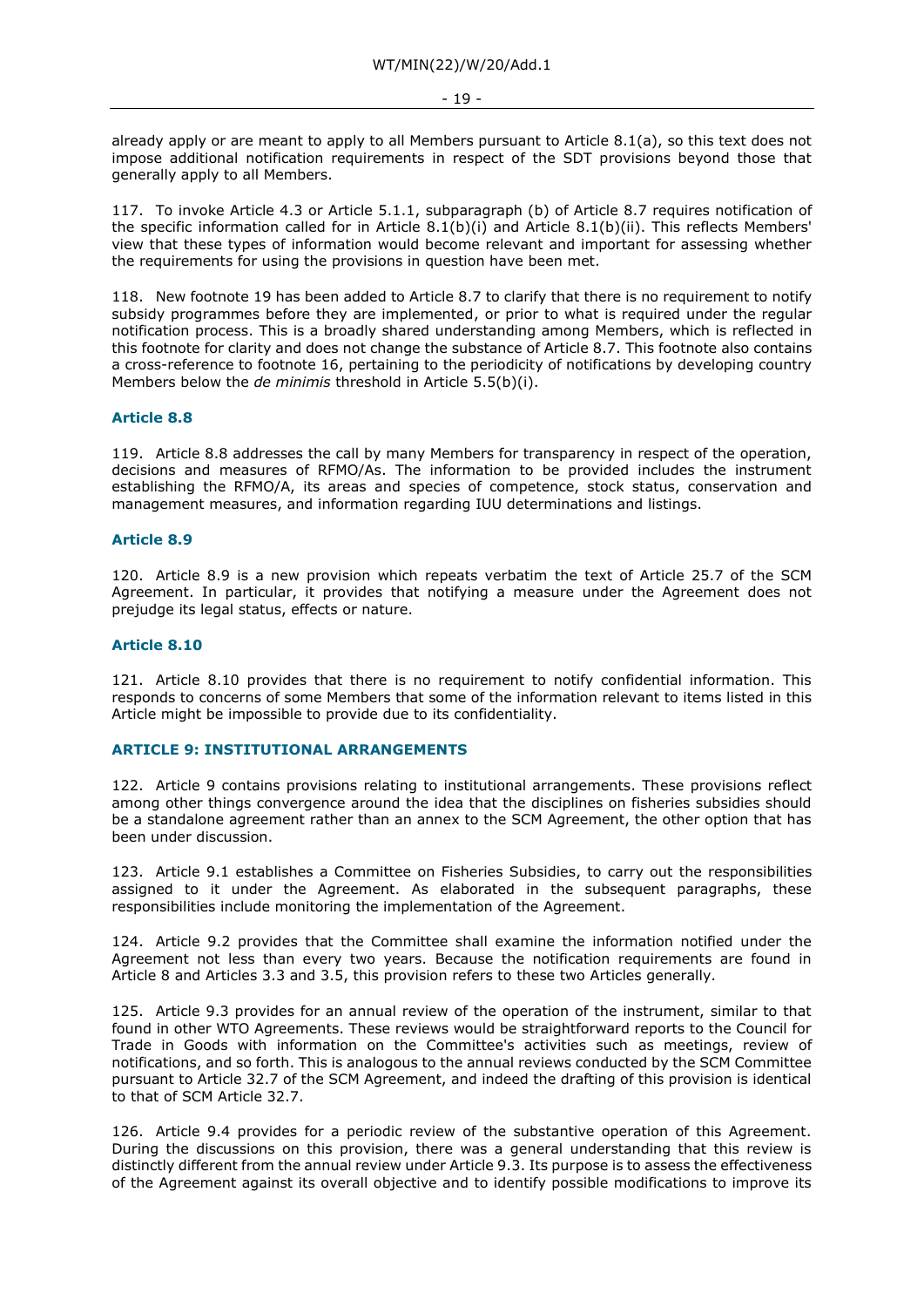already apply or are meant to apply to all Members pursuant to Article 8.1(a), so this text does not impose additional notification requirements in respect of the SDT provisions beyond those that generally apply to all Members.

117. To invoke Article 4.3 or Article 5.1.1, subparagraph (b) of Article 8.7 requires notification of the specific information called for in Article 8.1(b)(i) and Article 8.1(b)(ii). This reflects Members' view that these types of information would become relevant and important for assessing whether the requirements for using the provisions in question have been met.

118. New footnote 19 has been added to Article 8.7 to clarify that there is no requirement to notify subsidy programmes before they are implemented, or prior to what is required under the regular notification process. This is a broadly shared understanding among Members, which is reflected in this footnote for clarity and does not change the substance of Article 8.7. This footnote also contains a cross-reference to footnote 16, pertaining to the periodicity of notifications by developing country Members below the *de minimis* threshold in Article 5.5(b)(i).

### Article 8.8

119. Article 8.8 addresses the call by many Members for transparency in respect of the operation, decisions and measures of RFMO/As. The information to be provided includes the instrument establishing the RFMO/A, its areas and species of competence, stock status, conservation and management measures, and information regarding IUU determinations and listings.

### Article 8.9

120. Article 8.9 is a new provision which repeats verbatim the text of Article 25.7 of the SCM Agreement. In particular, it provides that notifying a measure under the Agreement does not prejudge its legal status, effects or nature.

### Article 8.10

121. Article 8.10 provides that there is no requirement to notify confidential information. This responds to concerns of some Members that some of the information relevant to items listed in this Article might be impossible to provide due to its confidentiality.

## ARTICLE 9: INSTITUTIONAL ARRANGEMENTS

122. Article 9 contains provisions relating to institutional arrangements. These provisions reflect among other things convergence around the idea that the disciplines on fisheries subsidies should be a standalone agreement rather than an annex to the SCM Agreement, the other option that has been under discussion.

123. Article 9.1 establishes a Committee on Fisheries Subsidies, to carry out the responsibilities assigned to it under the Agreement. As elaborated in the subsequent paragraphs, these responsibilities include monitoring the implementation of the Agreement.

124. Article 9.2 provides that the Committee shall examine the information notified under the Agreement not less than every two years. Because the notification requirements are found in Article 8 and Articles 3.3 and 3.5, this provision refers to these two Articles generally.

125. Article 9.3 provides for an annual review of the operation of the instrument, similar to that found in other WTO Agreements. These reviews would be straightforward reports to the Council for Trade in Goods with information on the Committee's activities such as meetings, review of notifications, and so forth. This is analogous to the annual reviews conducted by the SCM Committee pursuant to Article 32.7 of the SCM Agreement, and indeed the drafting of this provision is identical to that of SCM Article 32.7.

126. Article 9.4 provides for a periodic review of the substantive operation of this Agreement. During the discussions on this provision, there was a general understanding that this review is distinctly different from the annual review under Article 9.3. Its purpose is to assess the effectiveness of the Agreement against its overall objective and to identify possible modifications to improve its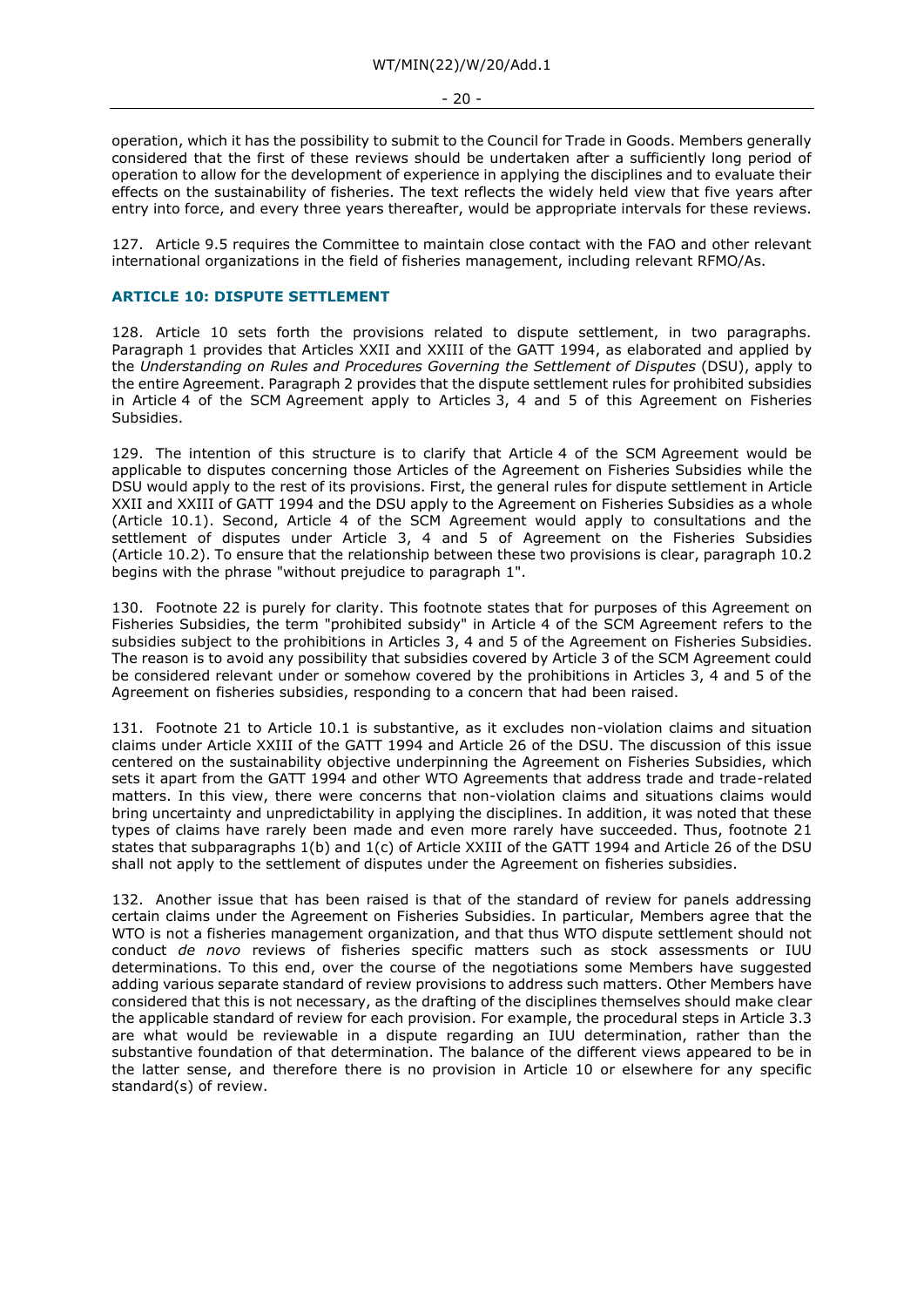operation, which it has the possibility to submit to the Council for Trade in Goods. Members generally considered that the first of these reviews should be undertaken after a sufficiently long period of operation to allow for the development of experience in applying the disciplines and to evaluate their effects on the sustainability of fisheries. The text reflects the widely held view that five years after entry into force, and every three years thereafter, would be appropriate intervals for these reviews.

127. Article 9.5 requires the Committee to maintain close contact with the FAO and other relevant international organizations in the field of fisheries management, including relevant RFMO/As.

### ARTICLE 10: DISPUTE SETTLEMENT

128. Article 10 sets forth the provisions related to dispute settlement, in two paragraphs. Paragraph 1 provides that Articles XXII and XXIII of the GATT 1994, as elaborated and applied by the *Understanding on Rules and Procedures Governing the Settlement of Disputes* (DSU), apply to the entire Agreement. Paragraph 2 provides that the dispute settlement rules for prohibited subsidies in Article 4 of the SCM Agreement apply to Articles 3, 4 and 5 of this Agreement on Fisheries Subsidies.

129. The intention of this structure is to clarify that Article 4 of the SCM Agreement would be applicable to disputes concerning those Articles of the Agreement on Fisheries Subsidies while the DSU would apply to the rest of its provisions. First, the general rules for dispute settlement in Article XXII and XXIII of GATT 1994 and the DSU apply to the Agreement on Fisheries Subsidies as a whole (Article 10.1). Second, Article 4 of the SCM Agreement would apply to consultations and the settlement of disputes under Article 3, 4 and 5 of Agreement on the Fisheries Subsidies (Article 10.2). To ensure that the relationship between these two provisions is clear, paragraph 10.2 begins with the phrase "without prejudice to paragraph 1".

130. Footnote 22 is purely for clarity. This footnote states that for purposes of this Agreement on Fisheries Subsidies, the term "prohibited subsidy" in Article 4 of the SCM Agreement refers to the subsidies subject to the prohibitions in Articles 3, 4 and 5 of the Agreement on Fisheries Subsidies. The reason is to avoid any possibility that subsidies covered by Article 3 of the SCM Agreement could be considered relevant under or somehow covered by the prohibitions in Articles 3, 4 and 5 of the Agreement on fisheries subsidies, responding to a concern that had been raised.

131. Footnote 21 to Article 10.1 is substantive, as it excludes non-violation claims and situation claims under Article XXIII of the GATT 1994 and Article 26 of the DSU. The discussion of this issue centered on the sustainability objective underpinning the Agreement on Fisheries Subsidies, which sets it apart from the GATT 1994 and other WTO Agreements that address trade and trade-related matters. In this view, there were concerns that non-violation claims and situations claims would bring uncertainty and unpredictability in applying the disciplines. In addition, it was noted that these types of claims have rarely been made and even more rarely have succeeded. Thus, footnote 21 states that subparagraphs 1(b) and 1(c) of Article XXIII of the GATT 1994 and Article 26 of the DSU shall not apply to the settlement of disputes under the Agreement on fisheries subsidies.

132. Another issue that has been raised is that of the standard of review for panels addressing certain claims under the Agreement on Fisheries Subsidies. In particular, Members agree that the WTO is not a fisheries management organization, and that thus WTO dispute settlement should not conduct *de novo* reviews of fisheries specific matters such as stock assessments or IUU determinations. To this end, over the course of the negotiations some Members have suggested adding various separate standard of review provisions to address such matters. Other Members have considered that this is not necessary, as the drafting of the disciplines themselves should make clear the applicable standard of review for each provision. For example, the procedural steps in Article 3.3 are what would be reviewable in a dispute regarding an IUU determination, rather than the substantive foundation of that determination. The balance of the different views appeared to be in the latter sense, and therefore there is no provision in Article 10 or elsewhere for any specific standard(s) of review.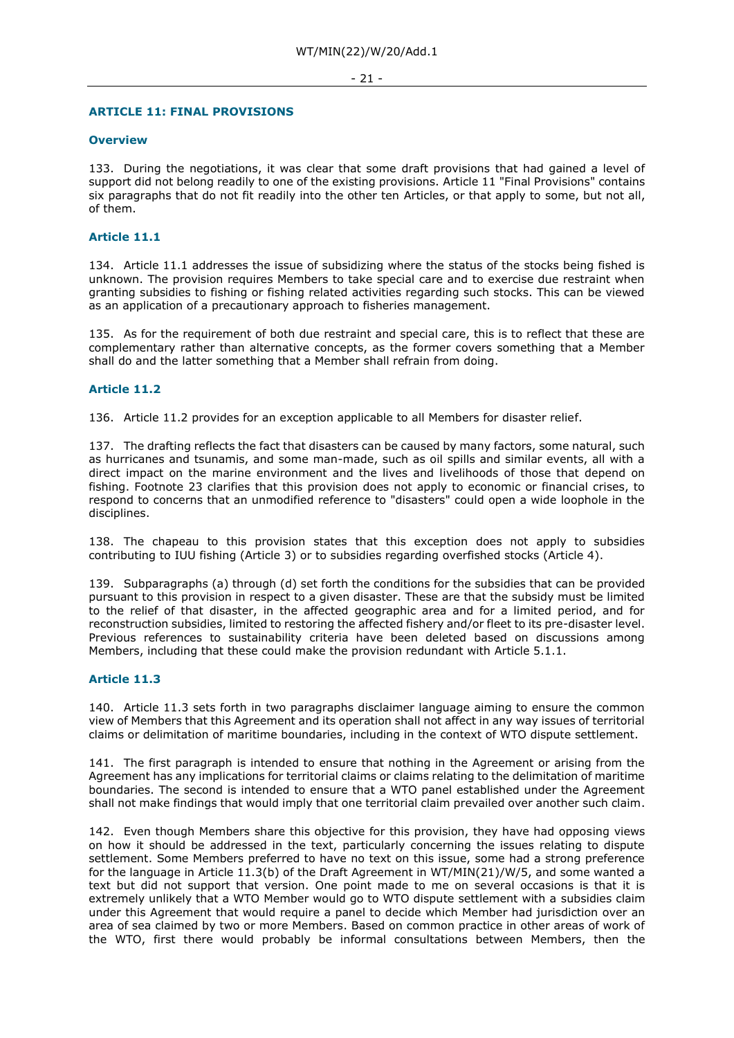## ARTICLE 11: FINAL PROVISIONS

### Overview

133. During the negotiations, it was clear that some draft provisions that had gained a level of support did not belong readily to one of the existing provisions. Article 11 "Final Provisions" contains six paragraphs that do not fit readily into the other ten Articles, or that apply to some, but not all, of them.

### Article 11.1

134. Article 11.1 addresses the issue of subsidizing where the status of the stocks being fished is unknown. The provision requires Members to take special care and to exercise due restraint when granting subsidies to fishing or fishing related activities regarding such stocks. This can be viewed as an application of a precautionary approach to fisheries management.

135. As for the requirement of both due restraint and special care, this is to reflect that these are complementary rather than alternative concepts, as the former covers something that a Member shall do and the latter something that a Member shall refrain from doing.

### Article 11.2

136. Article 11.2 provides for an exception applicable to all Members for disaster relief.

137. The drafting reflects the fact that disasters can be caused by many factors, some natural, such as hurricanes and tsunamis, and some man-made, such as oil spills and similar events, all with a direct impact on the marine environment and the lives and livelihoods of those that depend on fishing. Footnote 23 clarifies that this provision does not apply to economic or financial crises, to respond to concerns that an unmodified reference to "disasters" could open a wide loophole in the disciplines.

138. The chapeau to this provision states that this exception does not apply to subsidies contributing to IUU fishing (Article 3) or to subsidies regarding overfished stocks (Article 4).

139. Subparagraphs (a) through (d) set forth the conditions for the subsidies that can be provided pursuant to this provision in respect to a given disaster. These are that the subsidy must be limited to the relief of that disaster, in the affected geographic area and for a limited period, and for reconstruction subsidies, limited to restoring the affected fishery and/or fleet to its pre-disaster level. Previous references to sustainability criteria have been deleted based on discussions among Members, including that these could make the provision redundant with Article 5.1.1.

### Article 11.3

140. Article 11.3 sets forth in two paragraphs disclaimer language aiming to ensure the common view of Members that this Agreement and its operation shall not affect in any way issues of territorial claims or delimitation of maritime boundaries, including in the context of WTO dispute settlement.

141. The first paragraph is intended to ensure that nothing in the Agreement or arising from the Agreement has any implications for territorial claims or claims relating to the delimitation of maritime boundaries. The second is intended to ensure that a WTO panel established under the Agreement shall not make findings that would imply that one territorial claim prevailed over another such claim.

142. Even though Members share this objective for this provision, they have had opposing views on how it should be addressed in the text, particularly concerning the issues relating to dispute settlement. Some Members preferred to have no text on this issue, some had a strong preference for the language in Article 11.3(b) of the Draft Agreement in WT/MIN(21)/W/5, and some wanted a text but did not support that version. One point made to me on several occasions is that it is extremely unlikely that a WTO Member would go to WTO dispute settlement with a subsidies claim under this Agreement that would require a panel to decide which Member had jurisdiction over an area of sea claimed by two or more Members. Based on common practice in other areas of work of the WTO, first there would probably be informal consultations between Members, then the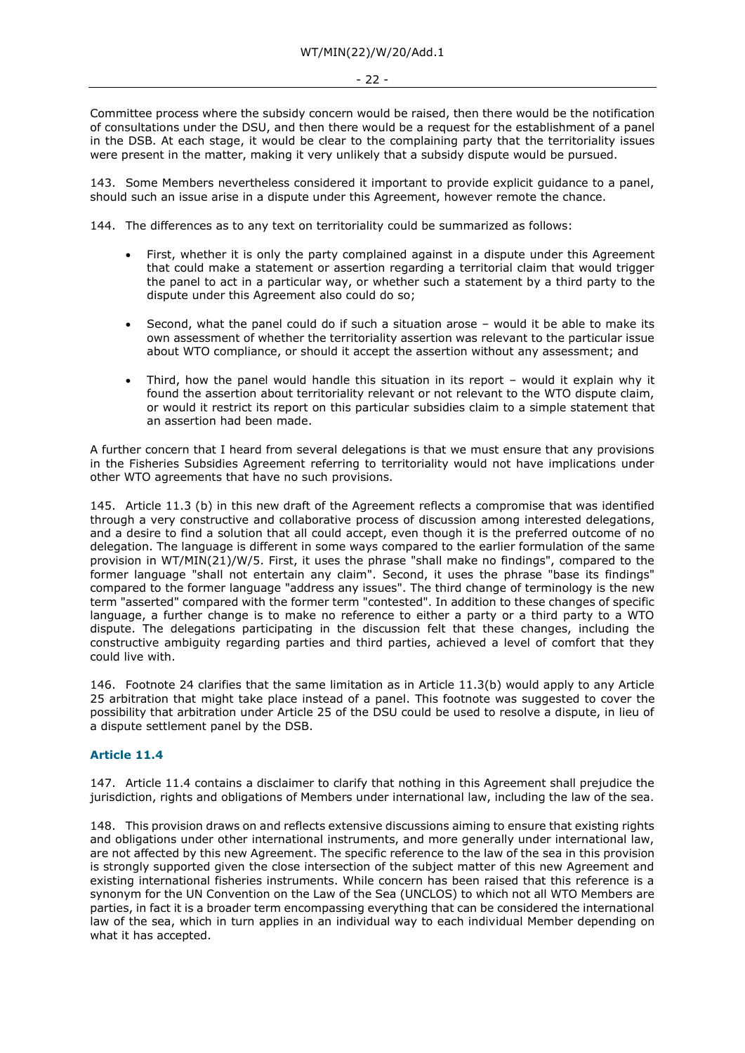Committee process where the subsidy concern would be raised, then there would be the notification of consultations under the DSU, and then there would be a request for the establishment of a panel in the DSB. At each stage, it would be clear to the complaining party that the territoriality issues were present in the matter, making it very unlikely that a subsidy dispute would be pursued.

143. Some Members nevertheless considered it important to provide explicit guidance to a panel, should such an issue arise in a dispute under this Agreement, however remote the chance.

144. The differences as to any text on territoriality could be summarized as follows:

- First, whether it is only the party complained against in a dispute under this Agreement that could make a statement or assertion regarding a territorial claim that would trigger the panel to act in a particular way, or whether such a statement by a third party to the dispute under this Agreement also could do so;
- Second, what the panel could do if such a situation arose – would it be able to make its own assessment of whether the territoriality assertion was relevant to the particular issue about WTO compliance, or should it accept the assertion without any assessment; and
- Third, how the panel would handle this situation in its report – would it explain why it found the assertion about territoriality relevant or not relevant to the WTO dispute claim, or would it restrict its report on this particular subsidies claim to a simple statement that an assertion had been made.

A further concern that I heard from several delegations is that we must ensure that any provisions in the Fisheries Subsidies Agreement referring to territoriality would not have implications under other WTO agreements that have no such provisions.

145. Article 11.3 (b) in this new draft of the Agreement reflects a compromise that was identified through a very constructive and collaborative process of discussion among interested delegations, and a desire to find a solution that all could accept, even though it is the preferred outcome of no delegation. The language is different in some ways compared to the earlier formulation of the same provision in WT/MIN(21)/W/5. First, it uses the phrase "shall make no findings", compared to the former language "shall not entertain any claim". Second, it uses the phrase "base its findings" compared to the former language "address any issues". The third change of terminology is the new term "asserted" compared with the former term "contested". In addition to these changes of specific language, a further change is to make no reference to either a party or a third party to a WTO dispute. The delegations participating in the discussion felt that these changes, including the constructive ambiguity regarding parties and third parties, achieved a level of comfort that they could live with.

146. Footnote 24 clarifies that the same limitation as in Article 11.3(b) would apply to any Article 25 arbitration that might take place instead of a panel. This footnote was suggested to cover the possibility that arbitration under Article 25 of the DSU could be used to resolve a dispute, in lieu of a dispute settlement panel by the DSB.

### Article 11.4

147. Article 11.4 contains a disclaimer to clarify that nothing in this Agreement shall prejudice the jurisdiction, rights and obligations of Members under international law, including the law of the sea.

148. This provision draws on and reflects extensive discussions aiming to ensure that existing rights and obligations under other international instruments, and more generally under international law, are not affected by this new Agreement. The specific reference to the law of the sea in this provision is strongly supported given the close intersection of the subject matter of this new Agreement and existing international fisheries instruments. While concern has been raised that this reference is a synonym for the UN Convention on the Law of the Sea (UNCLOS) to which not all WTO Members are parties, in fact it is a broader term encompassing everything that can be considered the international law of the sea, which in turn applies in an individual way to each individual Member depending on what it has accepted.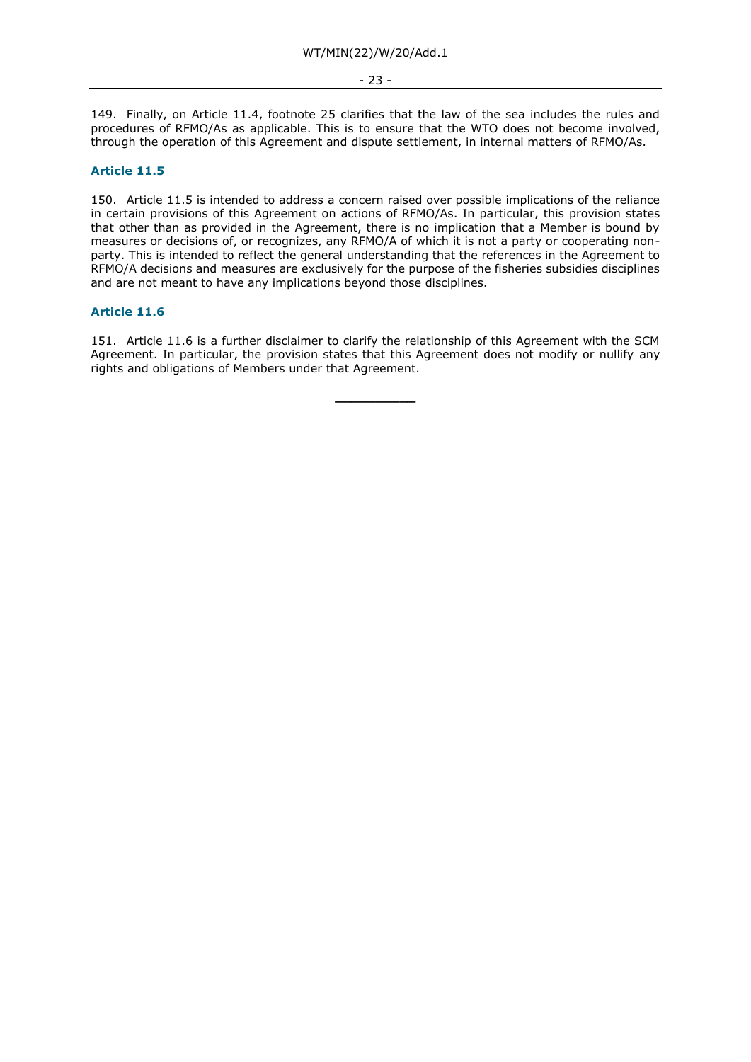149. Finally, on Article 11.4, footnote 25 clarifies that the law of the sea includes the rules and procedures of RFMO/As as applicable. This is to ensure that the WTO does not become involved, through the operation of this Agreement and dispute settlement, in internal matters of RFMO/As.

### Article 11.5

150. Article 11.5 is intended to address a concern raised over possible implications of the reliance in certain provisions of this Agreement on actions of RFMO/As. In particular, this provision states that other than as provided in the Agreement, there is no implication that a Member is bound by measures or decisions of, or recognizes, any RFMO/A of which it is not a party or cooperating non-party. This is intended to reflect the general understanding that the references in the Agreement to RFMO/A decisions and measures are exclusively for the purpose of the fisheries subsidies disciplines and are not meant to have any implications beyond those disciplines.

### Article 11.6

151. Article 11.6 is a further disclaimer to clarify the relationship of this Agreement with the SCM Agreement. In particular, the provision states that this Agreement does not modify or nullify any rights and obligations of Members under that Agreement.

__________